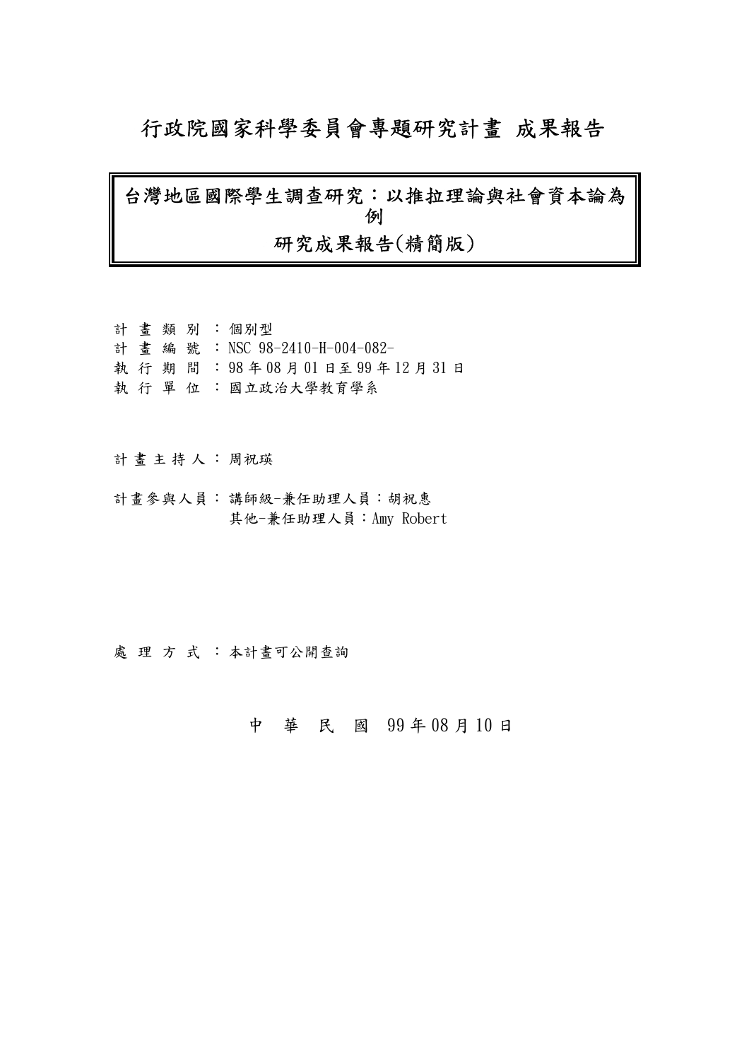# 行政院國家科學委員會專題研究計畫 成果報告

## 台灣地區國際學生調查研究：以推拉理論與社會資本論為例

## 研究成果報告(精簡版)

計 畫 類 別 ：個別型

計 畫 編 號 ：NSC 98-2410-H-004-082-

執 行 期 間 ：98 年 08 月 01 日至 99 年 12 月 31 日

執 行 單 位 ：國立政治大學教育學系

計 畫 主 持 人 ：周祝瑛

計畫參與人員：講師級-兼任助理人員：胡祝惠

其他-兼任助理人員：Amy Robert

處 理 方 式 ：本計畫可公開查詢

中 華 民 國 99 年 08 月 10 日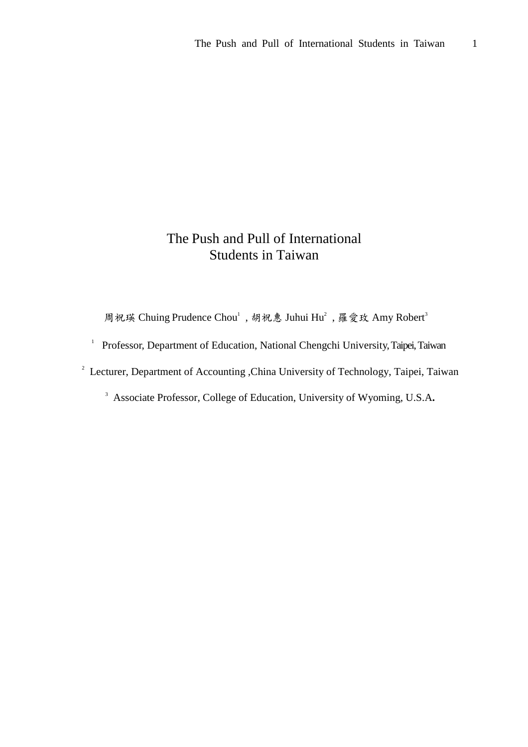# The Push and Pull of International Students in Taiwan

周祝瑛 Chuing Prudence Chou[1] , 胡祝惠 Juhui Hu[2] , 羅愛玫 Amy Robert[3]

[1] Professor, Department of Education, National Chengchi University, Taipei, Taiwan

[2] Lecturer, Department of Accounting ,China University of Technology, Taipei, Taiwan

[3] Associate Professor, College of Education, University of Wyoming, U.S.A.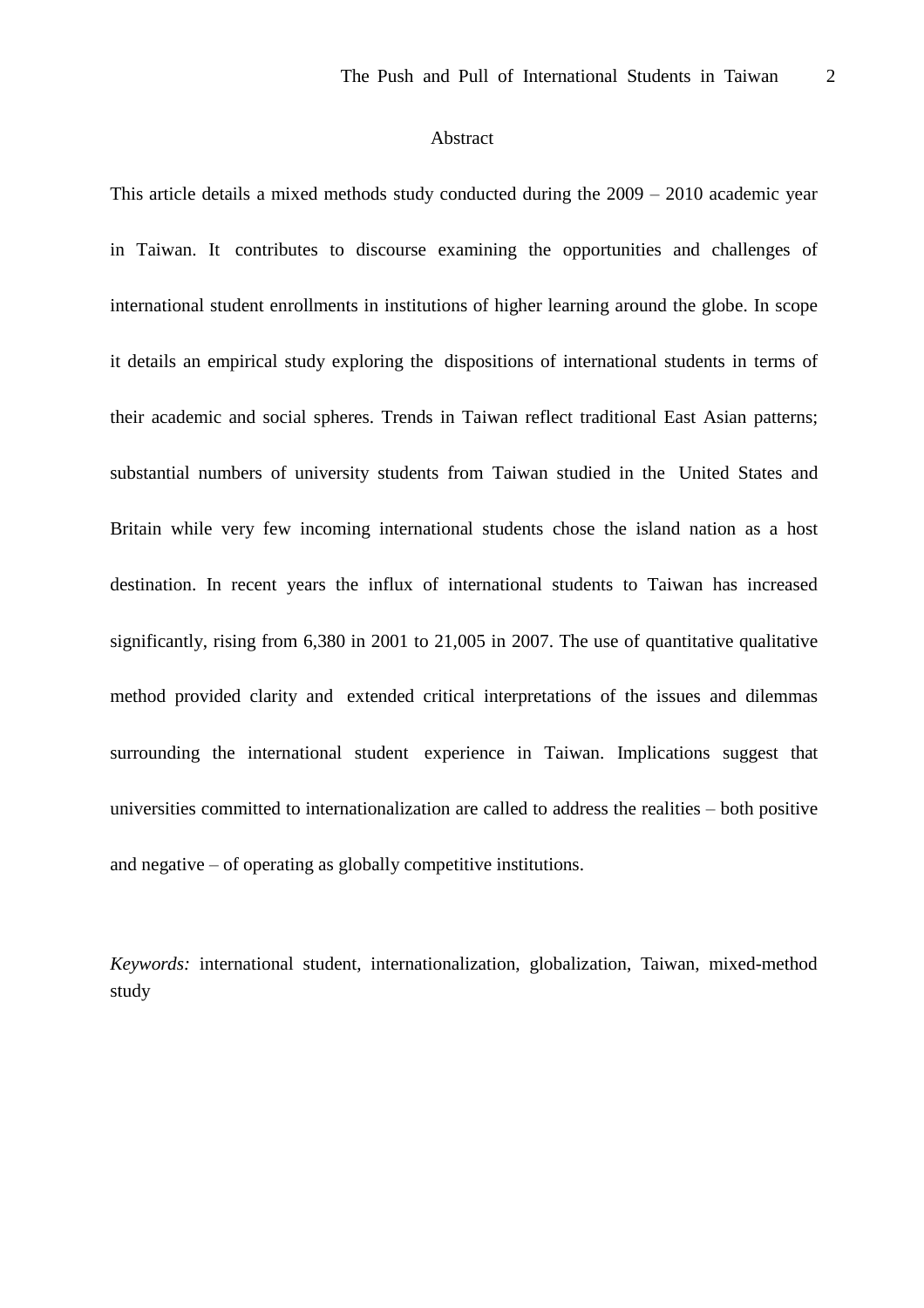# Abstract

This article details a mixed methods study conducted during the 2009 – 2010 academic year in Taiwan. It contributes to discourse examining the opportunities and challenges of international student enrollments in institutions of higher learning around the globe. In scope it details an empirical study exploring the dispositions of international students in terms of their academic and social spheres. Trends in Taiwan reflect traditional East Asian patterns; substantial numbers of university students from Taiwan studied in the United States and Britain while very few incoming international students chose the island nation as a host destination. In recent years the influx of international students to Taiwan has increased significantly, rising from 6,380 in 2001 to 21,005 in 2007. The use of quantitative qualitative method provided clarity and extended critical interpretations of the issues and dilemmas surrounding the international student experience in Taiwan. Implications suggest that universities committed to internationalization are called to address the realities – both positive and negative – of operating as globally competitive institutions.

*Keywords:* international student, internationalization, globalization, Taiwan, mixed-method study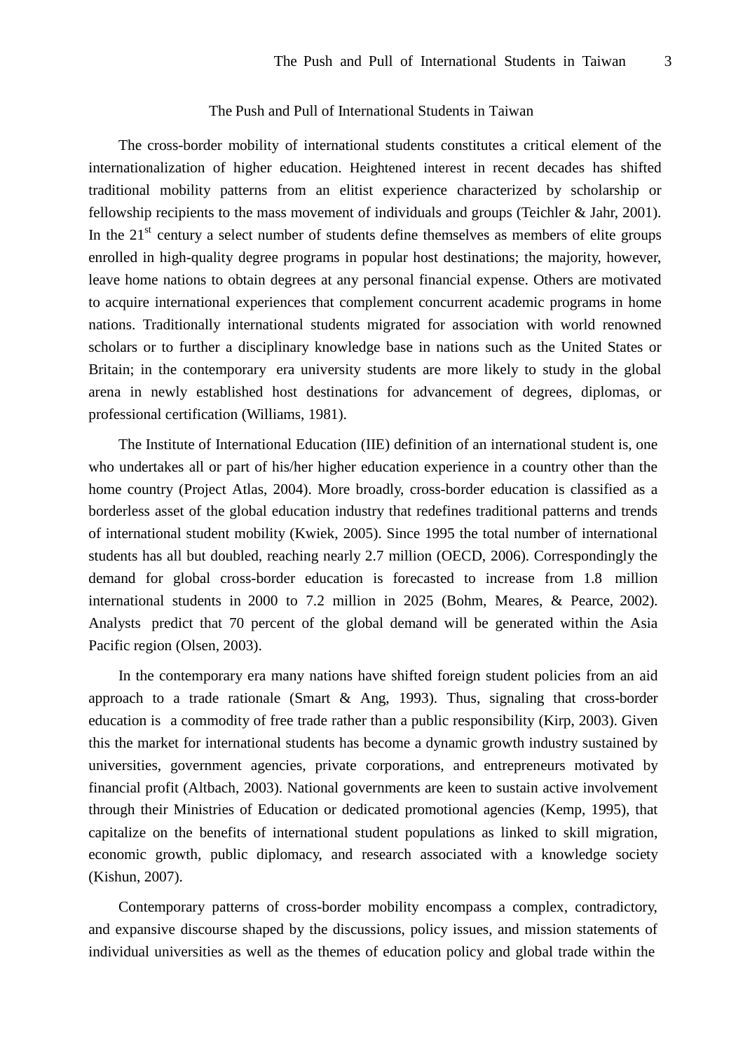# The Push and Pull of International Students in Taiwan

The cross-border mobility of international students constitutes a critical element of the internationalization of higher education. Heightened interest in recent decades has shifted traditional mobility patterns from an elitist experience characterized by scholarship or fellowship recipients to the mass movement of individuals and groups (Teichler & Jahr, 2001). In the 21st century a select number of students define themselves as members of elite groups enrolled in high-quality degree programs in popular host destinations; the majority, however, leave home nations to obtain degrees at any personal financial expense. Others are motivated to acquire international experiences that complement concurrent academic programs in home nations. Traditionally international students migrated for association with world renowned scholars or to further a disciplinary knowledge base in nations such as the United States or Britain; in the contemporary era university students are more likely to study in the global arena in newly established host destinations for advancement of degrees, diplomas, or professional certification (Williams, 1981).

The Institute of International Education (IIE) definition of an international student is, one who undertakes all or part of his/her higher education experience in a country other than the home country (Project Atlas, 2004). More broadly, cross-border education is classified as a borderless asset of the global education industry that redefines traditional patterns and trends of international student mobility (Kwiek, 2005). Since 1995 the total number of international students has all but doubled, reaching nearly 2.7 million (OECD, 2006). Correspondingly the demand for global cross-border education is forecasted to increase from 1.8 million international students in 2000 to 7.2 million in 2025 (Bohm, Meares, & Pearce, 2002). Analysts predict that 70 percent of the global demand will be generated within the Asia Pacific region (Olsen, 2003).

In the contemporary era many nations have shifted foreign student policies from an aid approach to a trade rationale (Smart & Ang, 1993). Thus, signaling that cross-border education is a commodity of free trade rather than a public responsibility (Kirp, 2003). Given this the market for international students has become a dynamic growth industry sustained by universities, government agencies, private corporations, and entrepreneurs motivated by financial profit (Altbach, 2003). National governments are keen to sustain active involvement through their Ministries of Education or dedicated promotional agencies (Kemp, 1995), that capitalize on the benefits of international student populations as linked to skill migration, economic growth, public diplomacy, and research associated with a knowledge society (Kishun, 2007).

Contemporary patterns of cross-border mobility encompass a complex, contradictory, and expansive discourse shaped by the discussions, policy issues, and mission statements of individual universities as well as the themes of education policy and global trade within the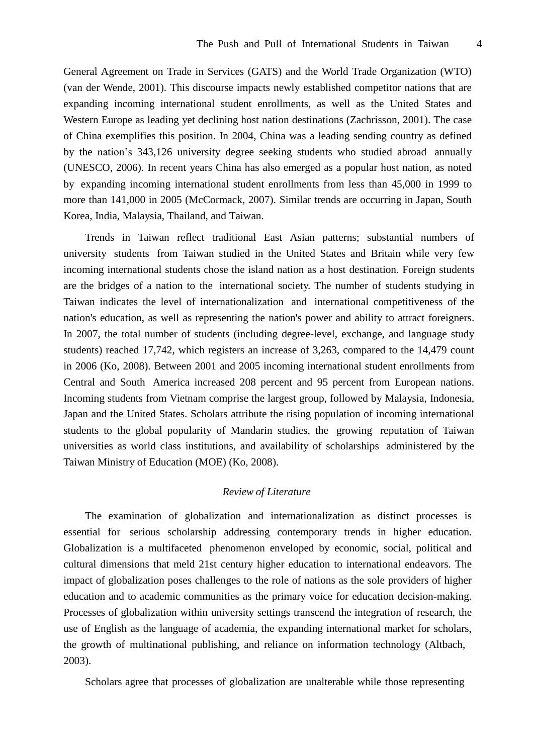General Agreement on Trade in Services (GATS) and the World Trade Organization (WTO) (van der Wende, 2001). This discourse impacts newly established competitor nations that are expanding incoming international student enrollments, as well as the United States and Western Europe as leading yet declining host nation destinations (Zachrisson, 2001). The case of China exemplifies this position. In 2004, China was a leading sending country as defined by the nation's 343,126 university degree seeking students who studied abroad annually (UNESCO, 2006). In recent years China has also emerged as a popular host nation, as noted by expanding incoming international student enrollments from less than 45,000 in 1999 to more than 141,000 in 2005 (McCormack, 2007). Similar trends are occurring in Japan, South Korea, India, Malaysia, Thailand, and Taiwan.

Trends in Taiwan reflect traditional East Asian patterns; substantial numbers of university students from Taiwan studied in the United States and Britain while very few incoming international students chose the island nation as a host destination. Foreign students are the bridges of a nation to the international society. The number of students studying in Taiwan indicates the level of internationalization and international competitiveness of the nation's education, as well as representing the nation's power and ability to attract foreigners. In 2007, the total number of students (including degree-level, exchange, and language study students) reached 17,742, which registers an increase of 3,263, compared to the 14,479 count in 2006 (Ko, 2008). Between 2001 and 2005 incoming international student enrollments from Central and South America increased 208 percent and 95 percent from European nations. Incoming students from Vietnam comprise the largest group, followed by Malaysia, Indonesia, Japan and the United States. Scholars attribute the rising population of incoming international students to the global popularity of Mandarin studies, the growing reputation of Taiwan universities as world class institutions, and availability of scholarships administered by the Taiwan Ministry of Education (MOE) (Ko, 2008).

## *Review of Literature*

The examination of globalization and internationalization as distinct processes is essential for serious scholarship addressing contemporary trends in higher education. Globalization is a multifaceted phenomenon enveloped by economic, social, political and cultural dimensions that meld 21st century higher education to international endeavors. The impact of globalization poses challenges to the role of nations as the sole providers of higher education and to academic communities as the primary voice for education decision-making. Processes of globalization within university settings transcend the integration of research, the use of English as the language of academia, the expanding international market for scholars, the growth of multinational publishing, and reliance on information technology (Altbach, 2003).

Scholars agree that processes of globalization are unalterable while those representing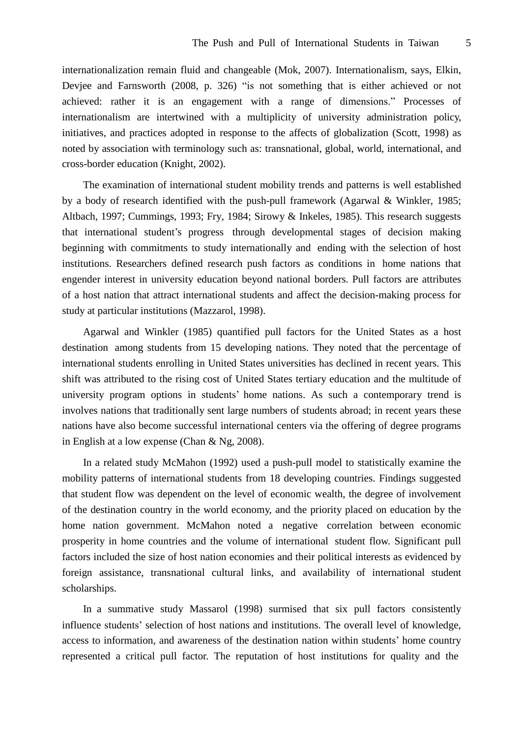internationalization remain fluid and changeable (Mok, 2007). Internationalism, says, Elkin, Devjee and Farnsworth (2008, p. 326) "is not something that is either achieved or not achieved: rather it is an engagement with a range of dimensions." Processes of internationalism are intertwined with a multiplicity of university administration policy, initiatives, and practices adopted in response to the affects of globalization (Scott, 1998) as noted by association with terminology such as: transnational, global, world, international, and cross-border education (Knight, 2002).

The examination of international student mobility trends and patterns is well established by a body of research identified with the push-pull framework (Agarwal & Winkler, 1985; Altbach, 1997; Cummings, 1993; Fry, 1984; Sirowy & Inkeles, 1985). This research suggests that international student's progress through developmental stages of decision making beginning with commitments to study internationally and ending with the selection of host institutions. Researchers defined research push factors as conditions in home nations that engender interest in university education beyond national borders. Pull factors are attributes of a host nation that attract international students and affect the decision-making process for study at particular institutions (Mazzarol, 1998).

Agarwal and Winkler (1985) quantified pull factors for the United States as a host destination among students from 15 developing nations. They noted that the percentage of international students enrolling in United States universities has declined in recent years. This shift was attributed to the rising cost of United States tertiary education and the multitude of university program options in students' home nations. As such a contemporary trend is involves nations that traditionally sent large numbers of students abroad; in recent years these nations have also become successful international centers via the offering of degree programs in English at a low expense (Chan & Ng, 2008).

In a related study McMahon (1992) used a push-pull model to statistically examine the mobility patterns of international students from 18 developing countries. Findings suggested that student flow was dependent on the level of economic wealth, the degree of involvement of the destination country in the world economy, and the priority placed on education by the home nation government. McMahon noted a negative correlation between economic prosperity in home countries and the volume of international student flow. Significant pull factors included the size of host nation economies and their political interests as evidenced by foreign assistance, transnational cultural links, and availability of international student scholarships.

In a summative study Massarol (1998) surmised that six pull factors consistently influence students' selection of host nations and institutions. The overall level of knowledge, access to information, and awareness of the destination nation within students' home country represented a critical pull factor. The reputation of host institutions for quality and the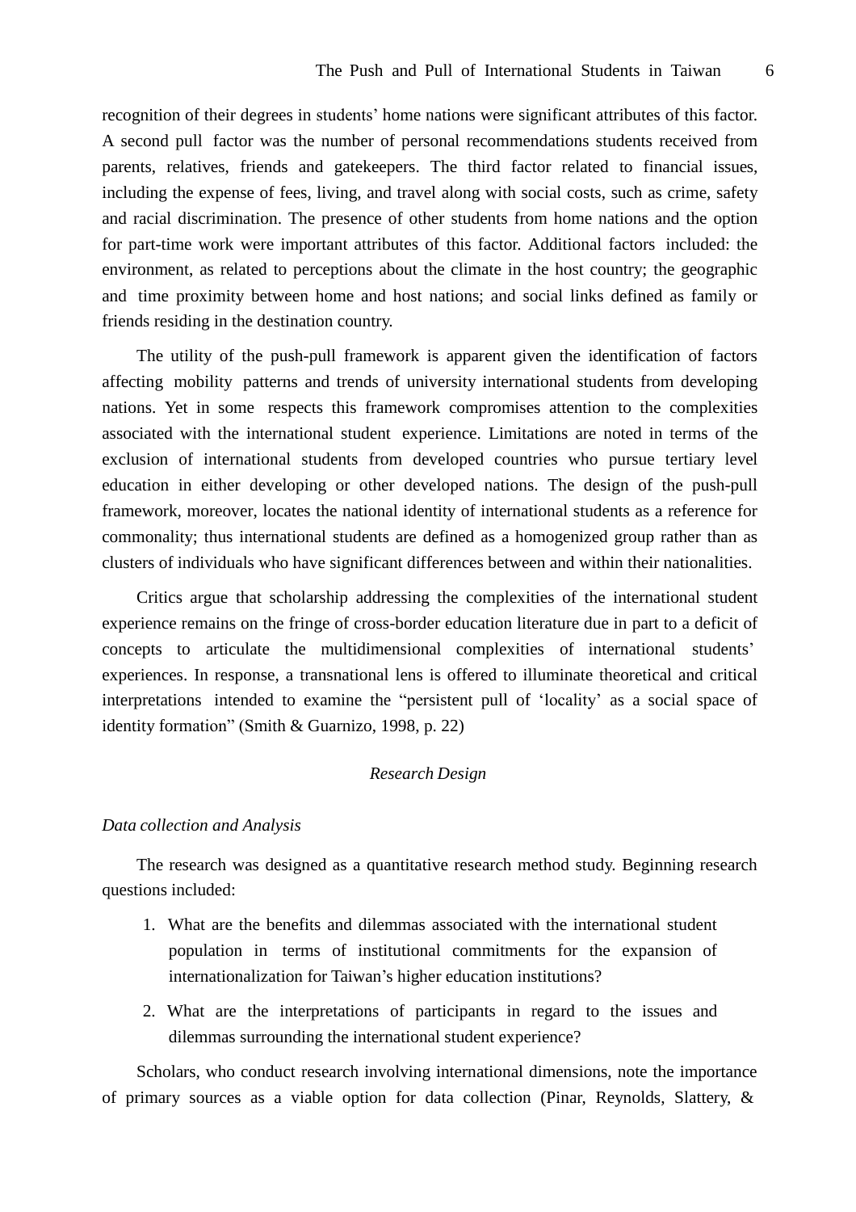recognition of their degrees in students' home nations were significant attributes of this factor. A second pull factor was the number of personal recommendations students received from parents, relatives, friends and gatekeepers. The third factor related to financial issues, including the expense of fees, living, and travel along with social costs, such as crime, safety and racial discrimination. The presence of other students from home nations and the option for part-time work were important attributes of this factor. Additional factors included: the environment, as related to perceptions about the climate in the host country; the geographic and time proximity between home and host nations; and social links defined as family or friends residing in the destination country.

The utility of the push-pull framework is apparent given the identification of factors affecting mobility patterns and trends of university international students from developing nations. Yet in some respects this framework compromises attention to the complexities associated with the international student experience. Limitations are noted in terms of the exclusion of international students from developed countries who pursue tertiary level education in either developing or other developed nations. The design of the push-pull framework, moreover, locates the national identity of international students as a reference for commonality; thus international students are defined as a homogenized group rather than as clusters of individuals who have significant differences between and within their nationalities.

Critics argue that scholarship addressing the complexities of the international student experience remains on the fringe of cross-border education literature due in part to a deficit of concepts to articulate the multidimensional complexities of international students' experiences. In response, a transnational lens is offered to illuminate theoretical and critical interpretations intended to examine the "persistent pull of 'locality' as a social space of identity formation" (Smith & Guarnizo, 1998, p. 22)

## *Research Design*

### *Data collection and Analysis*

The research was designed as a quantitative research method study. Beginning research questions included:

1. What are the benefits and dilemmas associated with the international student population in terms of institutional commitments for the expansion of internationalization for Taiwan's higher education institutions?
2. What are the interpretations of participants in regard to the issues and dilemmas surrounding the international student experience?

Scholars, who conduct research involving international dimensions, note the importance of primary sources as a viable option for data collection (Pinar, Reynolds, Slattery, &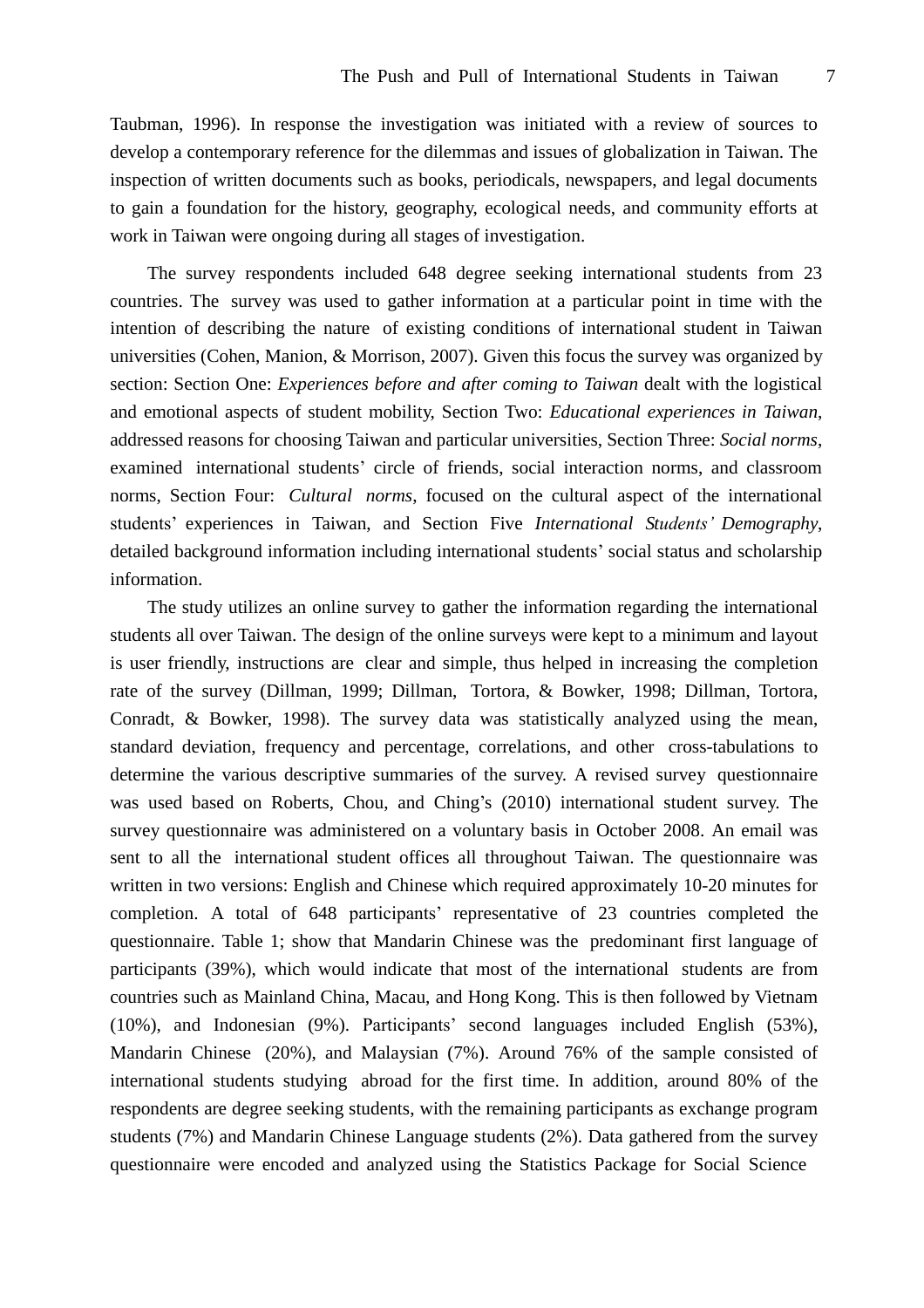Taubman, 1996). In response the investigation was initiated with a review of sources to develop a contemporary reference for the dilemmas and issues of globalization in Taiwan. The inspection of written documents such as books, periodicals, newspapers, and legal documents to gain a foundation for the history, geography, ecological needs, and community efforts at work in Taiwan were ongoing during all stages of investigation.

The survey respondents included 648 degree seeking international students from 23 countries. The survey was used to gather information at a particular point in time with the intention of describing the nature of existing conditions of international student in Taiwan universities (Cohen, Manion, & Morrison, 2007). Given this focus the survey was organized by section: Section One: *Experiences before and after coming to Taiwan* dealt with the logistical and emotional aspects of student mobility, Section Two: *Educational experiences in Taiwan*, addressed reasons for choosing Taiwan and particular universities, Section Three: *Social norms*, examined international students' circle of friends, social interaction norms, and classroom norms, Section Four: *Cultural norms*, focused on the cultural aspect of the international students' experiences in Taiwan, and Section Five *International Students' Demography*, detailed background information including international students' social status and scholarship information.

The study utilizes an online survey to gather the information regarding the international students all over Taiwan. The design of the online surveys were kept to a minimum and layout is user friendly, instructions are clear and simple, thus helped in increasing the completion rate of the survey (Dillman, 1999; Dillman, Tortora, & Bowker, 1998; Dillman, Tortora, Conradt, & Bowker, 1998). The survey data was statistically analyzed using the mean, standard deviation, frequency and percentage, correlations, and other cross-tabulations to determine the various descriptive summaries of the survey. A revised survey questionnaire was used based on Roberts, Chou, and Ching's (2010) international student survey. The survey questionnaire was administered on a voluntary basis in October 2008. An email was sent to all the international student offices all throughout Taiwan. The questionnaire was written in two versions: English and Chinese which required approximately 10-20 minutes for completion. A total of 648 participants' representative of 23 countries completed the questionnaire. Table 1; show that Mandarin Chinese was the predominant first language of participants (39%), which would indicate that most of the international students are from countries such as Mainland China, Macau, and Hong Kong. This is then followed by Vietnam (10%), and Indonesian (9%). Participants' second languages included English (53%), Mandarin Chinese (20%), and Malaysian (7%). Around 76% of the sample consisted of international students studying abroad for the first time. In addition, around 80% of the respondents are degree seeking students, with the remaining participants as exchange program students (7%) and Mandarin Chinese Language students (2%). Data gathered from the survey questionnaire were encoded and analyzed using the Statistics Package for Social Science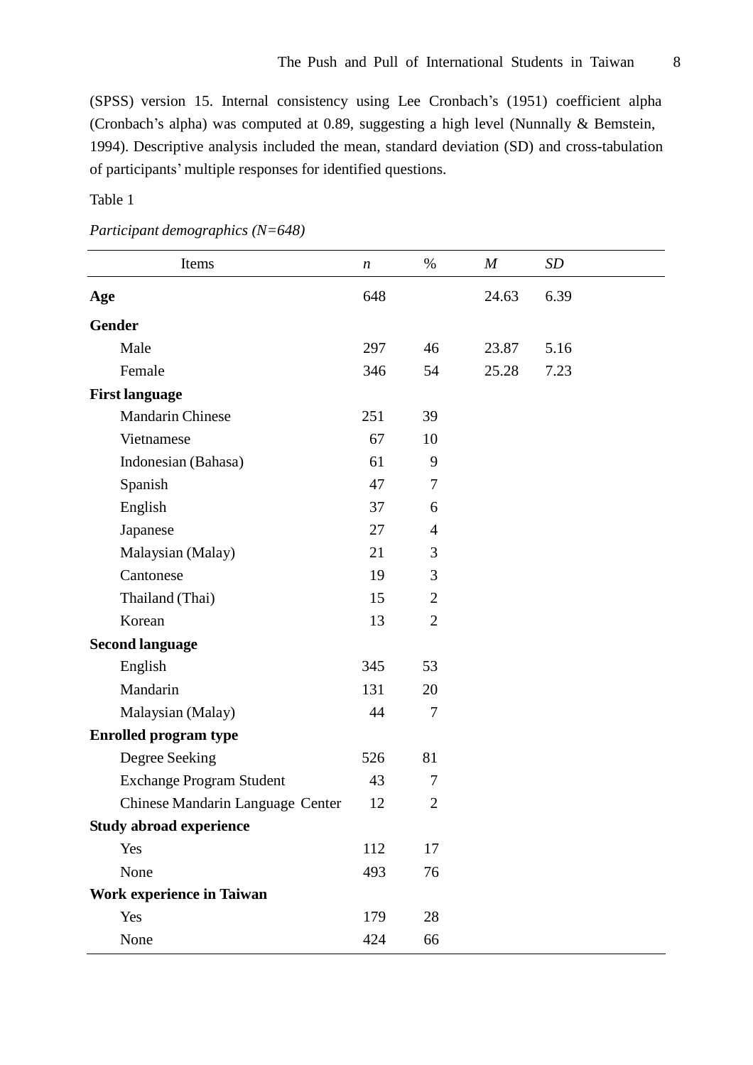(SPSS) version 15. Internal consistency using Lee Cronbach's (1951) coefficient alpha (Cronbach's alpha) was computed at 0.89, suggesting a high level (Nunnally & Bemstein, 1994). Descriptive analysis included the mean, standard deviation (SD) and cross-tabulation of participants' multiple responses for identified questions.

Table 1

*Participant demographics (N=648)*

| Items | *n* | % | *M* | *SD* |
|---|---|---|---|---|
| **Age** | 648 | | 24.63 | 6.39 |
| **Gender** | | | | |
| Male | 297 | 46 | 23.87 | 5.16 |
| Female | 346 | 54 | 25.28 | 7.23 |
| **First language** | | | | |
| Mandarin Chinese | 251 | 39 | | |
| Vietnamese | 67 | 10 | | |
| Indonesian (Bahasa) | 61 | 9 | | |
| Spanish | 47 | 7 | | |
| English | 37 | 6 | | |
| Japanese | 27 | 4 | | |
| Malaysian (Malay) | 21 | 3 | | |
| Cantonese | 19 | 3 | | |
| Thailand (Thai) | 15 | 2 | | |
| Korean | 13 | 2 | | |
| **Second language** | | | | |
| English | 345 | 53 | | |
| Mandarin | 131 | 20 | | |
| Malaysian (Malay) | 44 | 7 | | |
| **Enrolled program type** | | | | |
| Degree Seeking | 526 | 81 | | |
| Exchange Program Student | 43 | 7 | | |
| Chinese Mandarin Language Center | 12 | 2 | | |
| **Study abroad experience** | | | | |
| Yes | 112 | 17 | | |
| None | 493 | 76 | | |
| **Work experience in Taiwan** | | | | |
| Yes | 179 | 28 | | |
| None | 424 | 66 | | |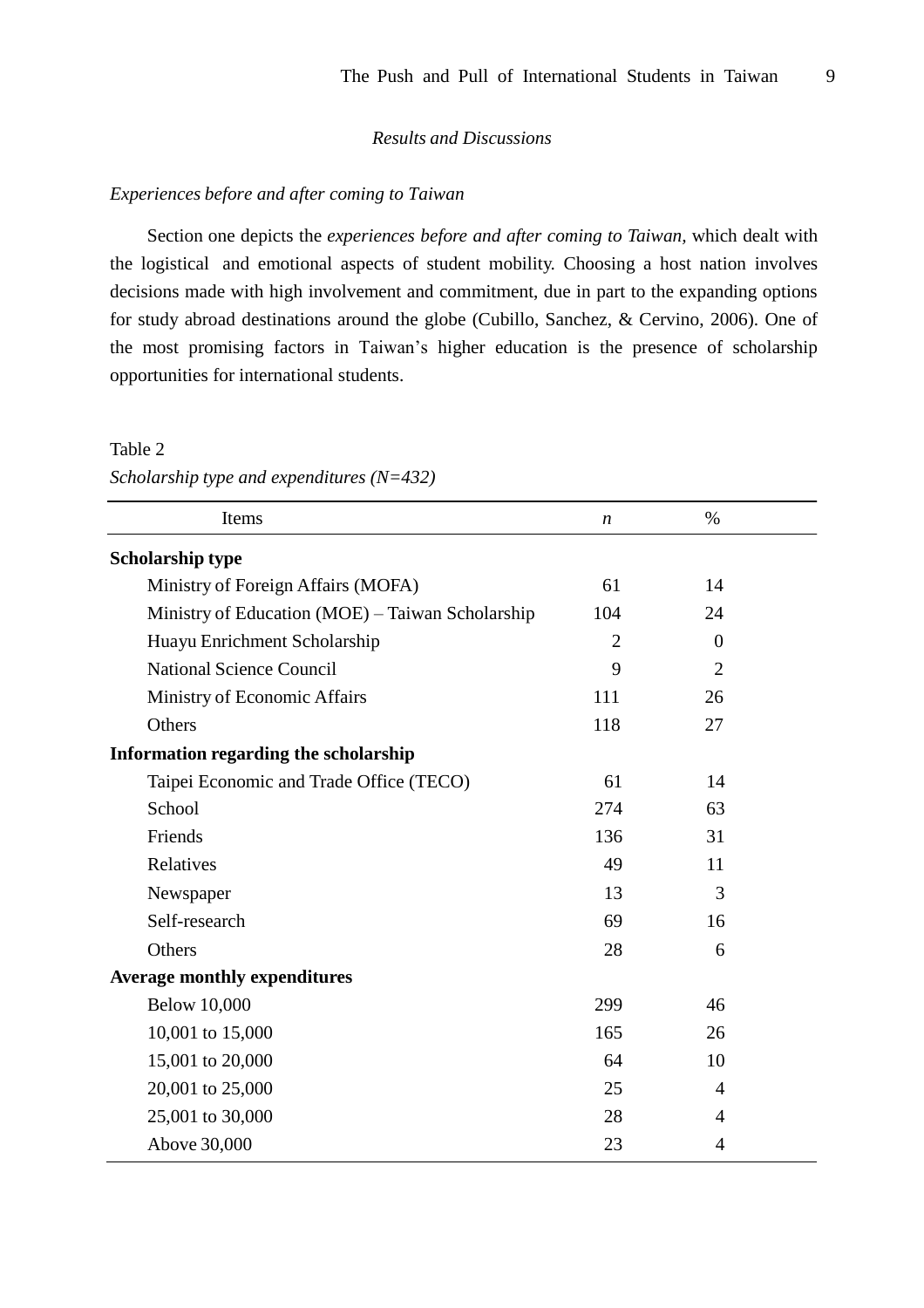*Results and Discussions*

*Experiences before and after coming to Taiwan*

Section one depicts the *experiences before and after coming to Taiwan,* which dealt with the logistical and emotional aspects of student mobility. Choosing a host nation involves decisions made with high involvement and commitment, due in part to the expanding options for study abroad destinations around the globe (Cubillo, Sanchez, & Cervino, 2006). One of the most promising factors in Taiwan's higher education is the presence of scholarship opportunities for international students.

Table 2

*Scholarship type and expenditures (N=432)*

| Items | *n* | % |
|---|---|---|
| **Scholarship type** | | |
| Ministry of Foreign Affairs (MOFA) | 61 | 14 |
| Ministry of Education (MOE) – Taiwan Scholarship | 104 | 24 |
| Huayu Enrichment Scholarship | 2 | 0 |
| National Science Council | 9 | 2 |
| Ministry of Economic Affairs | 111 | 26 |
| Others | 118 | 27 |
| **Information regarding the scholarship** | | |
| Taipei Economic and Trade Office (TECO) | 61 | 14 |
| School | 274 | 63 |
| Friends | 136 | 31 |
| Relatives | 49 | 11 |
| Newspaper | 13 | 3 |
| Self-research | 69 | 16 |
| Others | 28 | 6 |
| **Average monthly expenditures** | | |
| Below 10,000 | 299 | 46 |
| 10,001 to 15,000 | 165 | 26 |
| 15,001 to 20,000 | 64 | 10 |
| 20,001 to 25,000 | 25 | 4 |
| 25,001 to 30,000 | 28 | 4 |
| Above 30,000 | 23 | 4 |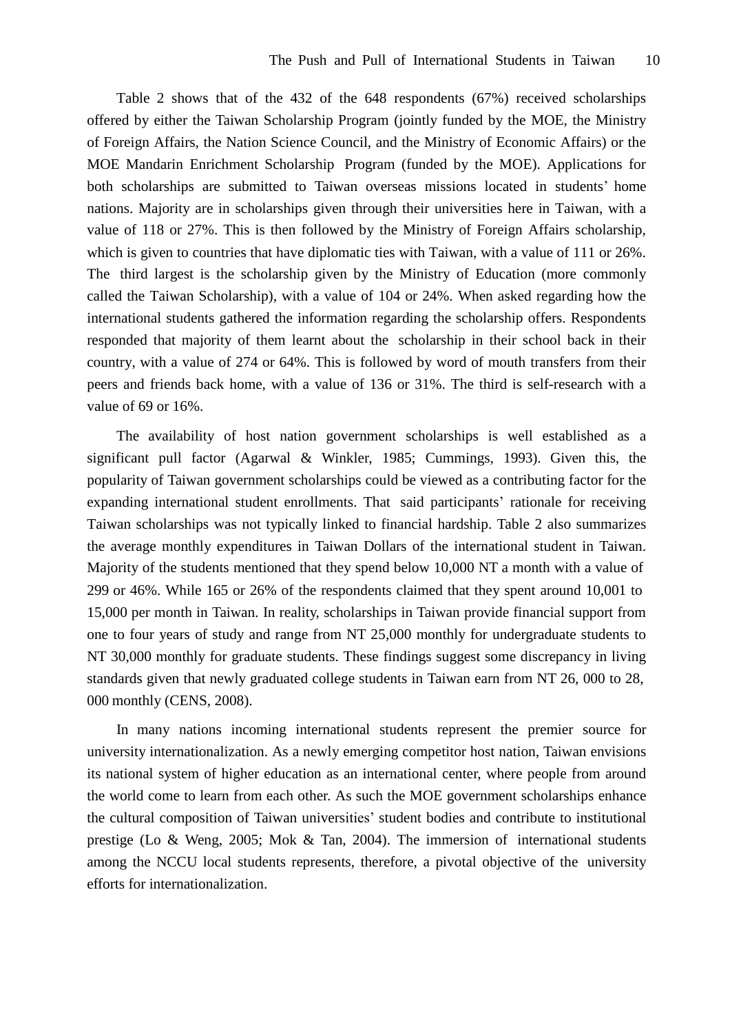Table 2 shows that of the 432 of the 648 respondents (67%) received scholarships offered by either the Taiwan Scholarship Program (jointly funded by the MOE, the Ministry of Foreign Affairs, the Nation Science Council, and the Ministry of Economic Affairs) or the MOE Mandarin Enrichment Scholarship Program (funded by the MOE). Applications for both scholarships are submitted to Taiwan overseas missions located in students' home nations. Majority are in scholarships given through their universities here in Taiwan, with a value of 118 or 27%. This is then followed by the Ministry of Foreign Affairs scholarship, which is given to countries that have diplomatic ties with Taiwan, with a value of 111 or 26%. The third largest is the scholarship given by the Ministry of Education (more commonly called the Taiwan Scholarship), with a value of 104 or 24%. When asked regarding how the international students gathered the information regarding the scholarship offers. Respondents responded that majority of them learnt about the scholarship in their school back in their country, with a value of 274 or 64%. This is followed by word of mouth transfers from their peers and friends back home, with a value of 136 or 31%. The third is self-research with a value of 69 or 16%.

The availability of host nation government scholarships is well established as a significant pull factor (Agarwal & Winkler, 1985; Cummings, 1993). Given this, the popularity of Taiwan government scholarships could be viewed as a contributing factor for the expanding international student enrollments. That said participants' rationale for receiving Taiwan scholarships was not typically linked to financial hardship. Table 2 also summarizes the average monthly expenditures in Taiwan Dollars of the international student in Taiwan. Majority of the students mentioned that they spend below 10,000 NT a month with a value of 299 or 46%. While 165 or 26% of the respondents claimed that they spent around 10,001 to 15,000 per month in Taiwan. In reality, scholarships in Taiwan provide financial support from one to four years of study and range from NT 25,000 monthly for undergraduate students to NT 30,000 monthly for graduate students. These findings suggest some discrepancy in living standards given that newly graduated college students in Taiwan earn from NT 26, 000 to 28, 000 monthly (CENS, 2008).

In many nations incoming international students represent the premier source for university internationalization. As a newly emerging competitor host nation, Taiwan envisions its national system of higher education as an international center, where people from around the world come to learn from each other. As such the MOE government scholarships enhance the cultural composition of Taiwan universities' student bodies and contribute to institutional prestige (Lo & Weng, 2005; Mok & Tan, 2004). The immersion of international students among the NCCU local students represents, therefore, a pivotal objective of the university efforts for internationalization.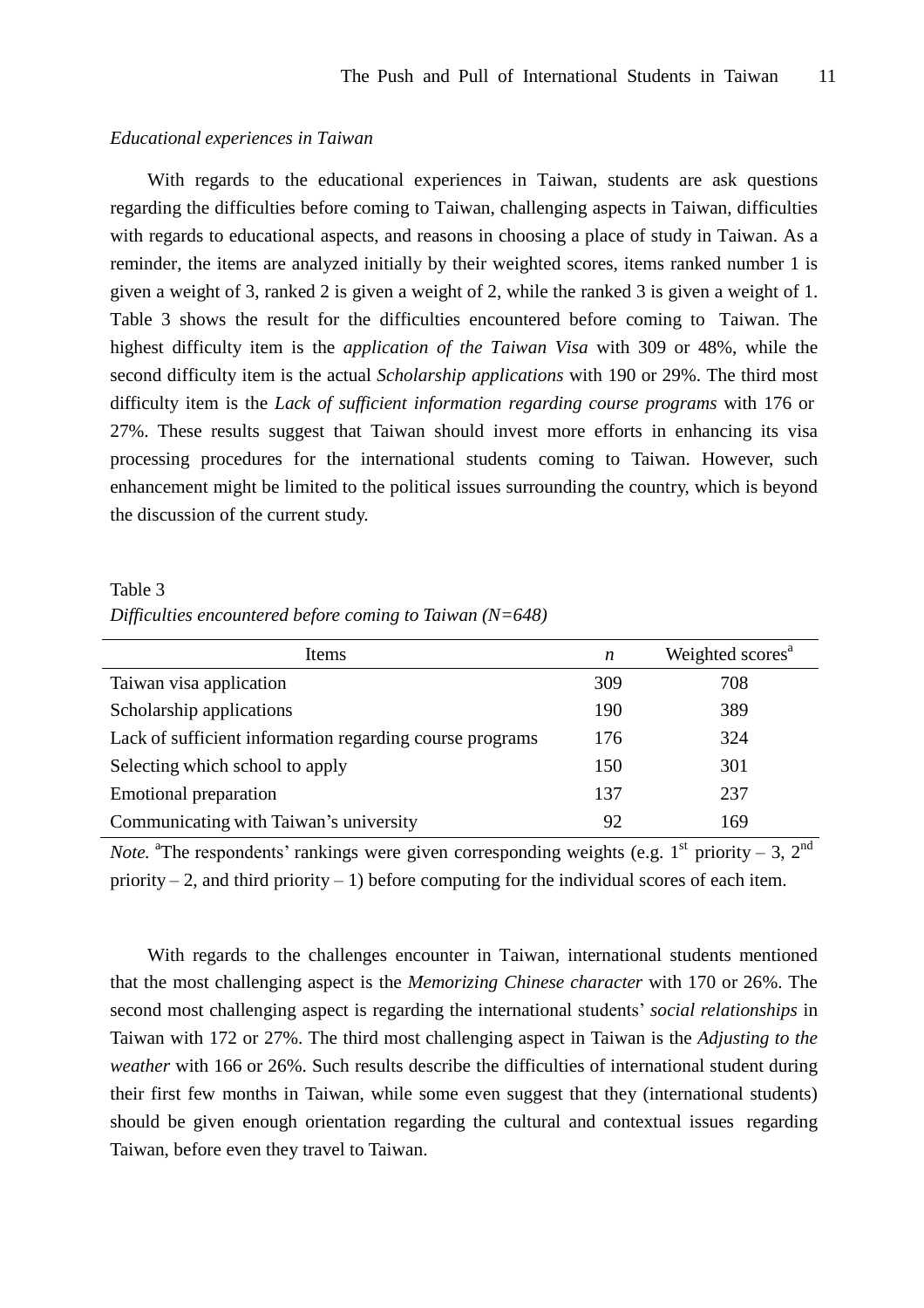*Educational experiences in Taiwan*

With regards to the educational experiences in Taiwan, students are ask questions regarding the difficulties before coming to Taiwan, challenging aspects in Taiwan, difficulties with regards to educational aspects, and reasons in choosing a place of study in Taiwan. As a reminder, the items are analyzed initially by their weighted scores, items ranked number 1 is given a weight of 3, ranked 2 is given a weight of 2, while the ranked 3 is given a weight of 1. Table 3 shows the result for the difficulties encountered before coming to Taiwan. The highest difficulty item is the *application of the Taiwan Visa* with 309 or 48%, while the second difficulty item is the actual *Scholarship applications* with 190 or 29%. The third most difficulty item is the *Lack of sufficient information regarding course programs* with 176 or 27%. These results suggest that Taiwan should invest more efforts in enhancing its visa processing procedures for the international students coming to Taiwan. However, such enhancement might be limited to the political issues surrounding the country, which is beyond the discussion of the current study.

Table 3
*Difficulties encountered before coming to Taiwan (N=648)*

| Items | *n* | Weighted scores[a] |
|---|---|---|
| Taiwan visa application | 309 | 708 |
| Scholarship applications | 190 | 389 |
| Lack of sufficient information regarding course programs | 176 | 324 |
| Selecting which school to apply | 150 | 301 |
| Emotional preparation | 137 | 237 |
| Communicating with Taiwan's university | 92 | 169 |

*Note.* [a]The respondents' rankings were given corresponding weights (e.g. 1st priority – 3, 2nd priority – 2, and third priority – 1) before computing for the individual scores of each item.

With regards to the challenges encounter in Taiwan, international students mentioned that the most challenging aspect is the *Memorizing Chinese character* with 170 or 26%. The second most challenging aspect is regarding the international students' *social relationships* in Taiwan with 172 or 27%. The third most challenging aspect in Taiwan is the *Adjusting to the weather* with 166 or 26%. Such results describe the difficulties of international student during their first few months in Taiwan, while some even suggest that they (international students) should be given enough orientation regarding the cultural and contextual issues regarding Taiwan, before even they travel to Taiwan.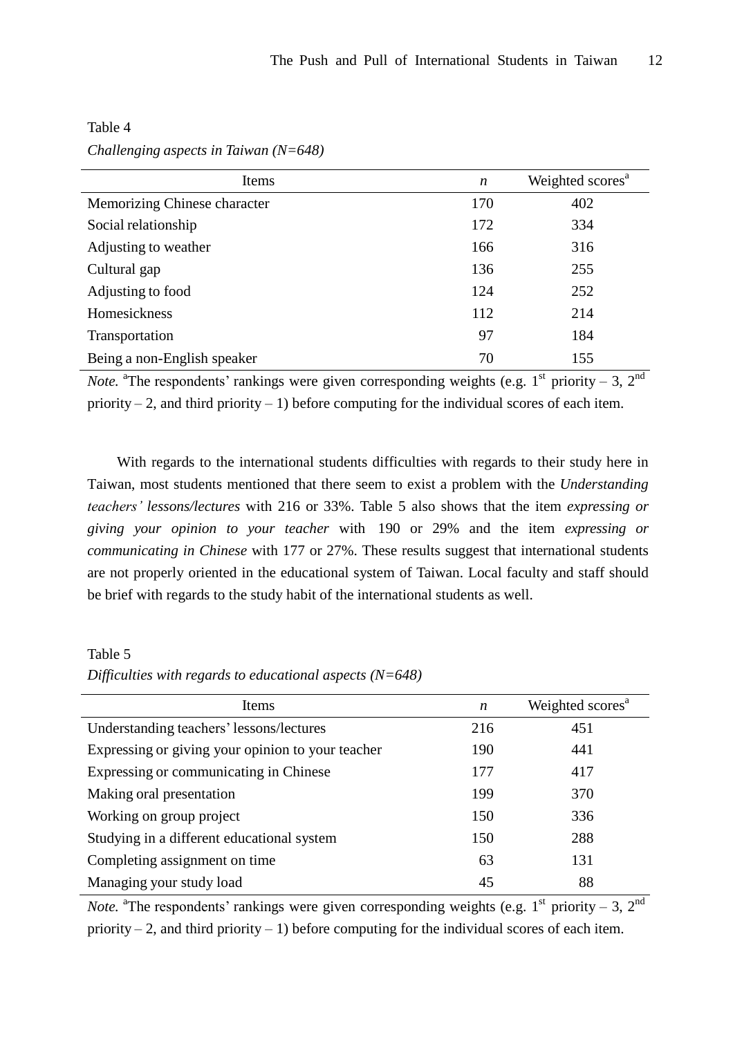Table 4

*Challenging aspects in Taiwan (N=648)*

| Items | *n* | Weighted scores[a] |
|---|---|---|
| Memorizing Chinese character | 170 | 402 |
| Social relationship | 172 | 334 |
| Adjusting to weather | 166 | 316 |
| Cultural gap | 136 | 255 |
| Adjusting to food | 124 | 252 |
| Homesickness | 112 | 214 |
| Transportation | 97 | 184 |
| Being a non-English speaker | 70 | 155 |

*Note.* [a]The respondents' rankings were given corresponding weights (e.g. 1st priority – 3, 2nd priority – 2, and third priority – 1) before computing for the individual scores of each item.

With regards to the international students difficulties with regards to their study here in Taiwan, most students mentioned that there seem to exist a problem with the *Understanding teachers' lessons/lectures* with 216 or 33%. Table 5 also shows that the item *expressing or giving your opinion to your teacher* with 190 or 29% and the item *expressing or communicating in Chinese* with 177 or 27%. These results suggest that international students are not properly oriented in the educational system of Taiwan. Local faculty and staff should be brief with regards to the study habit of the international students as well.

Table 5

*Difficulties with regards to educational aspects (N=648)*

| Items | *n* | Weighted scores[a] |
|---|---|---|
| Understanding teachers' lessons/lectures | 216 | 451 |
| Expressing or giving your opinion to your teacher | 190 | 441 |
| Expressing or communicating in Chinese | 177 | 417 |
| Making oral presentation | 199 | 370 |
| Working on group project | 150 | 336 |
| Studying in a different educational system | 150 | 288 |
| Completing assignment on time | 63 | 131 |
| Managing your study load | 45 | 88 |

*Note.* [a]The respondents' rankings were given corresponding weights (e.g. 1st priority – 3, 2nd priority – 2, and third priority – 1) before computing for the individual scores of each item.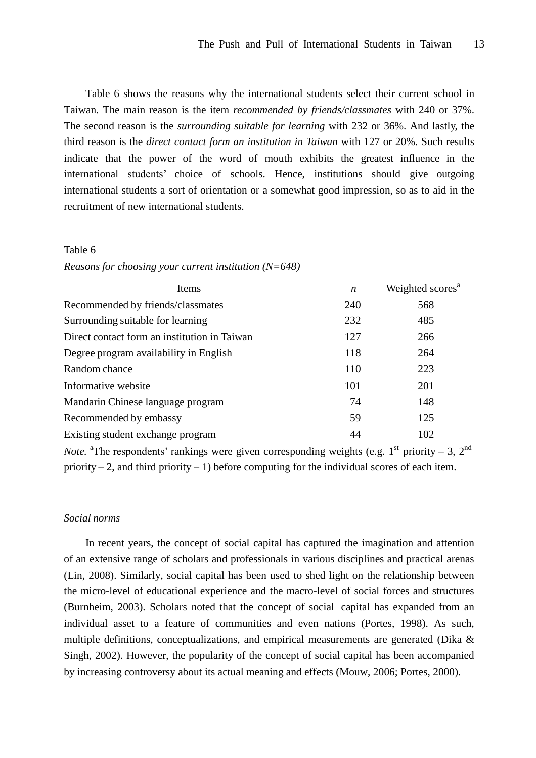Table 6 shows the reasons why the international students select their current school in Taiwan. The main reason is the item *recommended by friends/classmates* with 240 or 37%. The second reason is the *surrounding suitable for learning* with 232 or 36%. And lastly, the third reason is the *direct contact form an institution in Taiwan* with 127 or 20%. Such results indicate that the power of the word of mouth exhibits the greatest influence in the international students' choice of schools. Hence, institutions should give outgoing international students a sort of orientation or a somewhat good impression, so as to aid in the recruitment of new international students.

Table 6

*Reasons for choosing your current institution (N=648)*

| Items | *n* | Weighted scores[a] |
|---|---|---|
| Recommended by friends/classmates | 240 | 568 |
| Surrounding suitable for learning | 232 | 485 |
| Direct contact form an institution in Taiwan | 127 | 266 |
| Degree program availability in English | 118 | 264 |
| Random chance | 110 | 223 |
| Informative website | 101 | 201 |
| Mandarin Chinese language program | 74 | 148 |
| Recommended by embassy | 59 | 125 |
| Existing student exchange program | 44 | 102 |

*Note.* [a]The respondents' rankings were given corresponding weights (e.g. 1st priority – 3, 2nd priority – 2, and third priority – 1) before computing for the individual scores of each item.

### *Social norms*

In recent years, the concept of social capital has captured the imagination and attention of an extensive range of scholars and professionals in various disciplines and practical arenas (Lin, 2008). Similarly, social capital has been used to shed light on the relationship between the micro-level of educational experience and the macro-level of social forces and structures (Burnheim, 2003). Scholars noted that the concept of social capital has expanded from an individual asset to a feature of communities and even nations (Portes, 1998). As such, multiple definitions, conceptualizations, and empirical measurements are generated (Dika & Singh, 2002). However, the popularity of the concept of social capital has been accompanied by increasing controversy about its actual meaning and effects (Mouw, 2006; Portes, 2000).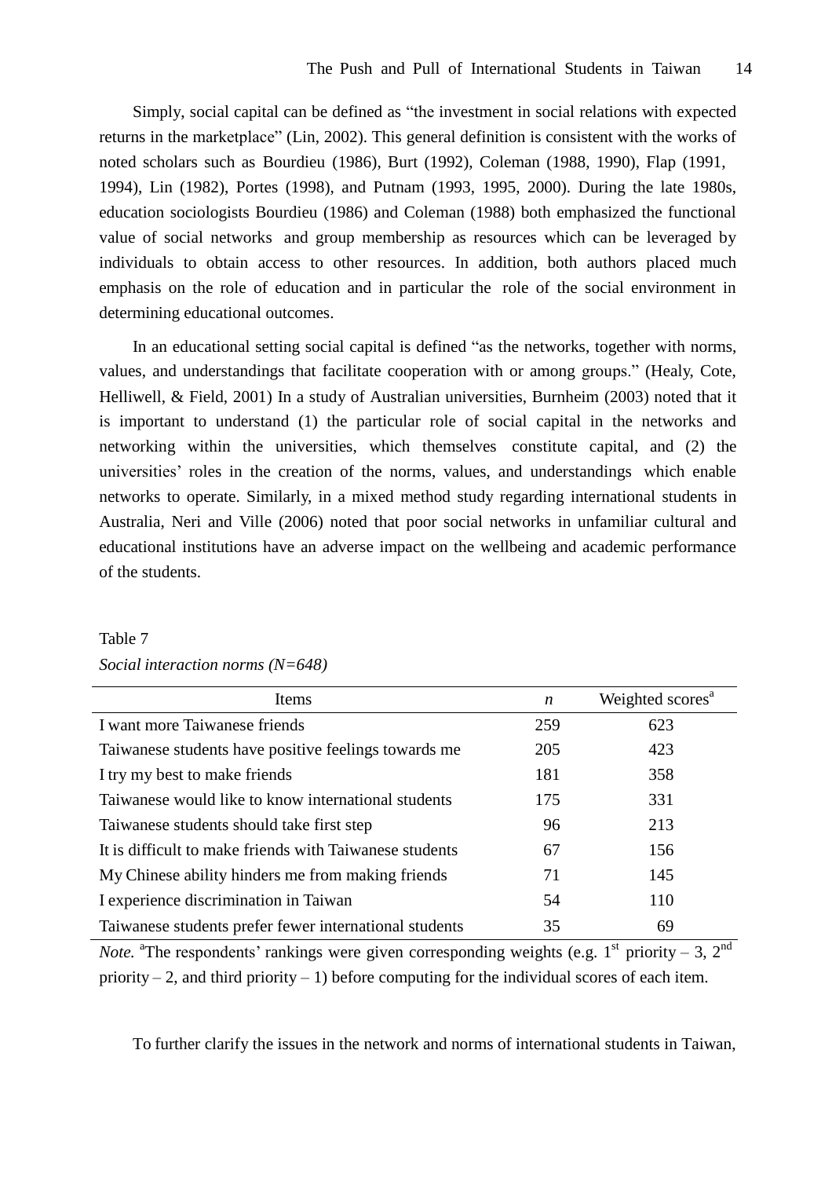Simply, social capital can be defined as "the investment in social relations with expected returns in the marketplace" (Lin, 2002). This general definition is consistent with the works of noted scholars such as Bourdieu (1986), Burt (1992), Coleman (1988, 1990), Flap (1991, 1994), Lin (1982), Portes (1998), and Putnam (1993, 1995, 2000). During the late 1980s, education sociologists Bourdieu (1986) and Coleman (1988) both emphasized the functional value of social networks and group membership as resources which can be leveraged by individuals to obtain access to other resources. In addition, both authors placed much emphasis on the role of education and in particular the role of the social environment in determining educational outcomes.

In an educational setting social capital is defined "as the networks, together with norms, values, and understandings that facilitate cooperation with or among groups." (Healy, Cote, Helliwell, & Field, 2001) In a study of Australian universities, Burnheim (2003) noted that it is important to understand (1) the particular role of social capital in the networks and networking within the universities, which themselves constitute capital, and (2) the universities' roles in the creation of the norms, values, and understandings which enable networks to operate. Similarly, in a mixed method study regarding international students in Australia, Neri and Ville (2006) noted that poor social networks in unfamiliar cultural and educational institutions have an adverse impact on the wellbeing and academic performance of the students.

Table 7

*Social interaction norms (N=648)*

| Items | *n* | Weighted scores[a] |
|---|---|---|
| I want more Taiwanese friends | 259 | 623 |
| Taiwanese students have positive feelings towards me | 205 | 423 |
| I try my best to make friends | 181 | 358 |
| Taiwanese would like to know international students | 175 | 331 |
| Taiwanese students should take first step | 96 | 213 |
| It is difficult to make friends with Taiwanese students | 67 | 156 |
| My Chinese ability hinders me from making friends | 71 | 145 |
| I experience discrimination in Taiwan | 54 | 110 |
| Taiwanese students prefer fewer international students | 35 | 69 |

*Note.* [a]The respondents' rankings were given corresponding weights (e.g. 1st priority – 3, 2nd priority – 2, and third priority – 1) before computing for the individual scores of each item.

To further clarify the issues in the network and norms of international students in Taiwan,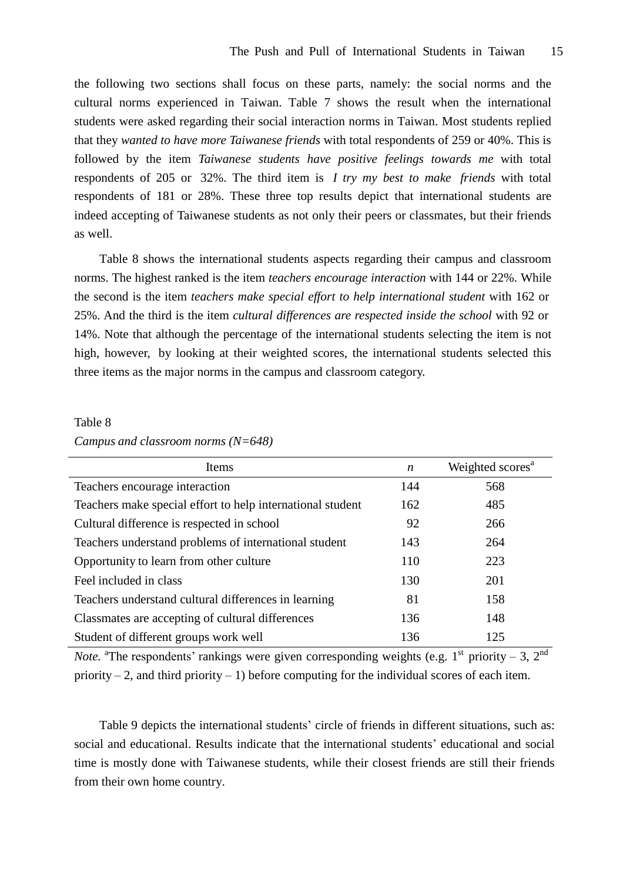the following two sections shall focus on these parts, namely: the social norms and the cultural norms experienced in Taiwan. Table 7 shows the result when the international students were asked regarding their social interaction norms in Taiwan. Most students replied that they *wanted to have more Taiwanese friends* with total respondents of 259 or 40%. This is followed by the item *Taiwanese students have positive feelings towards me* with total respondents of 205 or 32%. The third item is *I try my best to make friends* with total respondents of 181 or 28%. These three top results depict that international students are indeed accepting of Taiwanese students as not only their peers or classmates, but their friends as well.

Table 8 shows the international students aspects regarding their campus and classroom norms. The highest ranked is the item *teachers encourage interaction* with 144 or 22%. While the second is the item *teachers make special effort to help international student* with 162 or 25%. And the third is the item *cultural differences are respected inside the school* with 92 or 14%. Note that although the percentage of the international students selecting the item is not high, however, by looking at their weighted scores, the international students selected this three items as the major norms in the campus and classroom category.

Table 8

*Campus and classroom norms (N=648)*

| Items | *n* | Weighted scores[a] |
|---|---|---|
| Teachers encourage interaction | 144 | 568 |
| Teachers make special effort to help international student | 162 | 485 |
| Cultural difference is respected in school | 92 | 266 |
| Teachers understand problems of international student | 143 | 264 |
| Opportunity to learn from other culture | 110 | 223 |
| Feel included in class | 130 | 201 |
| Teachers understand cultural differences in learning | 81 | 158 |
| Classmates are accepting of cultural differences | 136 | 148 |
| Student of different groups work well | 136 | 125 |

*Note.* [a]The respondents' rankings were given corresponding weights (e.g. 1st priority – 3, 2nd priority – 2, and third priority – 1) before computing for the individual scores of each item.

Table 9 depicts the international students' circle of friends in different situations, such as: social and educational. Results indicate that the international students' educational and social time is mostly done with Taiwanese students, while their closest friends are still their friends from their own home country.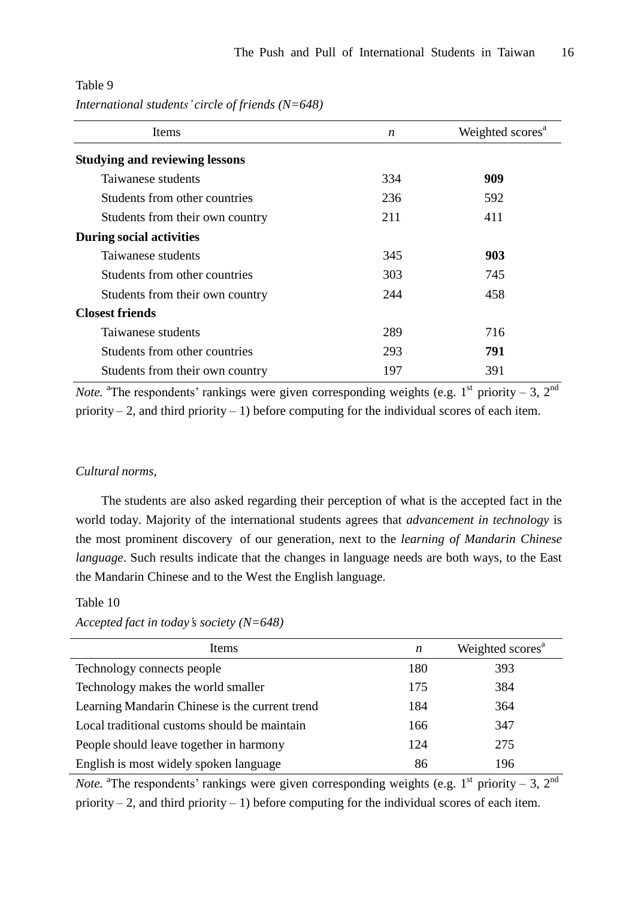Table 9

*International students' circle of friends (N=648)*

| Items | *n* | Weighted scores[a] |
|---|---|---|
| **Studying and reviewing lessons** | | |
| Taiwanese students | 334 | **909** |
| Students from other countries | 236 | 592 |
| Students from their own country | 211 | 411 |
| **During social activities** | | |
| Taiwanese students | 345 | **903** |
| Students from other countries | 303 | 745 |
| Students from their own country | 244 | 458 |
| **Closest friends** | | |
| Taiwanese students | 289 | 716 |
| Students from other countries | 293 | **791** |
| Students from their own country | 197 | 391 |

*Note.* [a]The respondents' rankings were given corresponding weights (e.g. 1st priority – 3, 2nd priority – 2, and third priority – 1) before computing for the individual scores of each item.

*Cultural norms,*

The students are also asked regarding their perception of what is the accepted fact in the world today. Majority of the international students agrees that *advancement in technology* is the most prominent discovery of our generation, next to the *learning of Mandarin Chinese language*. Such results indicate that the changes in language needs are both ways, to the East the Mandarin Chinese and to the West the English language.

Table 10

*Accepted fact in today's society (N=648)*

| Items | *n* | Weighted scores[a] |
|---|---|---|
| Technology connects people | 180 | 393 |
| Technology makes the world smaller | 175 | 384 |
| Learning Mandarin Chinese is the current trend | 184 | 364 |
| Local traditional customs should be maintain | 166 | 347 |
| People should leave together in harmony | 124 | 275 |
| English is most widely spoken language | 86 | 196 |

*Note.* [a]The respondents' rankings were given corresponding weights (e.g. 1st priority – 3, 2nd priority – 2, and third priority – 1) before computing for the individual scores of each item.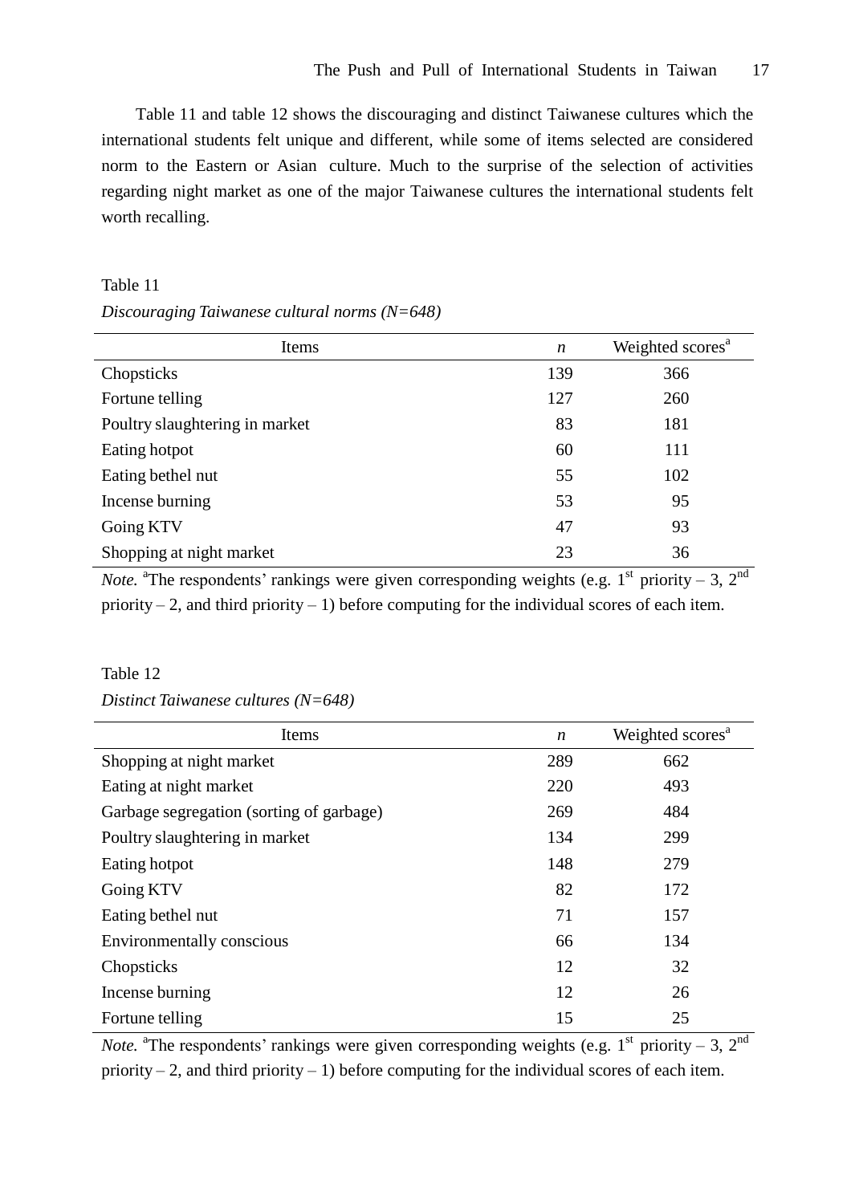Table 11 and table 12 shows the discouraging and distinct Taiwanese cultures which the international students felt unique and different, while some of items selected are considered norm to the Eastern or Asian culture. Much to the surprise of the selection of activities regarding night market as one of the major Taiwanese cultures the international students felt worth recalling.

Table 11

*Discouraging Taiwanese cultural norms (N=648)*

| Items | *n* | Weighted scores[a] |
|---|---|---|
| Chopsticks | 139 | 366 |
| Fortune telling | 127 | 260 |
| Poultry slaughtering in market | 83 | 181 |
| Eating hotpot | 60 | 111 |
| Eating bethel nut | 55 | 102 |
| Incense burning | 53 | 95 |
| Going KTV | 47 | 93 |
| Shopping at night market | 23 | 36 |

*Note.* [a]The respondents' rankings were given corresponding weights (e.g. 1st priority – 3, 2nd priority – 2, and third priority – 1) before computing for the individual scores of each item.

Table 12

*Distinct Taiwanese cultures (N=648)*

| Items | *n* | Weighted scores[a] |
|---|---|---|
| Shopping at night market | 289 | 662 |
| Eating at night market | 220 | 493 |
| Garbage segregation (sorting of garbage) | 269 | 484 |
| Poultry slaughtering in market | 134 | 299 |
| Eating hotpot | 148 | 279 |
| Going KTV | 82 | 172 |
| Eating bethel nut | 71 | 157 |
| Environmentally conscious | 66 | 134 |
| Chopsticks | 12 | 32 |
| Incense burning | 12 | 26 |
| Fortune telling | 15 | 25 |

*Note.* [a]The respondents' rankings were given corresponding weights (e.g. 1st priority – 3, 2nd priority – 2, and third priority – 1) before computing for the individual scores of each item.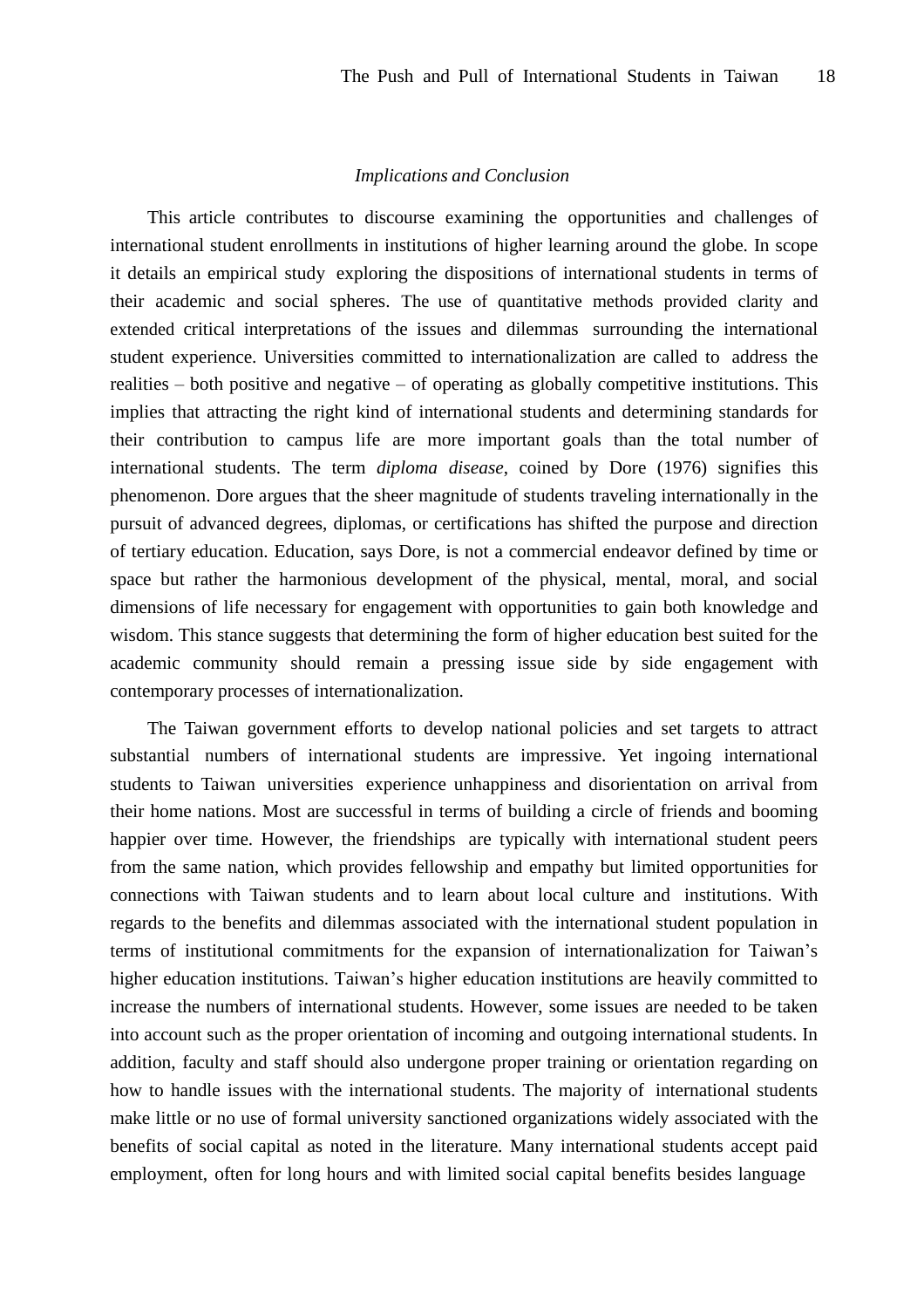### *Implications and Conclusion*

This article contributes to discourse examining the opportunities and challenges of international student enrollments in institutions of higher learning around the globe. In scope it details an empirical study exploring the dispositions of international students in terms of their academic and social spheres. The use of quantitative methods provided clarity and extended critical interpretations of the issues and dilemmas surrounding the international student experience. Universities committed to internationalization are called to address the realities – both positive and negative – of operating as globally competitive institutions. This implies that attracting the right kind of international students and determining standards for their contribution to campus life are more important goals than the total number of international students. The term *diploma disease*, coined by Dore (1976) signifies this phenomenon. Dore argues that the sheer magnitude of students traveling internationally in the pursuit of advanced degrees, diplomas, or certifications has shifted the purpose and direction of tertiary education. Education, says Dore, is not a commercial endeavor defined by time or space but rather the harmonious development of the physical, mental, moral, and social dimensions of life necessary for engagement with opportunities to gain both knowledge and wisdom. This stance suggests that determining the form of higher education best suited for the academic community should remain a pressing issue side by side engagement with contemporary processes of internationalization.

The Taiwan government efforts to develop national policies and set targets to attract substantial numbers of international students are impressive. Yet ingoing international students to Taiwan universities experience unhappiness and disorientation on arrival from their home nations. Most are successful in terms of building a circle of friends and booming happier over time. However, the friendships are typically with international student peers from the same nation, which provides fellowship and empathy but limited opportunities for connections with Taiwan students and to learn about local culture and institutions. With regards to the benefits and dilemmas associated with the international student population in terms of institutional commitments for the expansion of internationalization for Taiwan's higher education institutions. Taiwan's higher education institutions are heavily committed to increase the numbers of international students. However, some issues are needed to be taken into account such as the proper orientation of incoming and outgoing international students. In addition, faculty and staff should also undergone proper training or orientation regarding on how to handle issues with the international students. The majority of international students make little or no use of formal university sanctioned organizations widely associated with the benefits of social capital as noted in the literature. Many international students accept paid employment, often for long hours and with limited social capital benefits besides language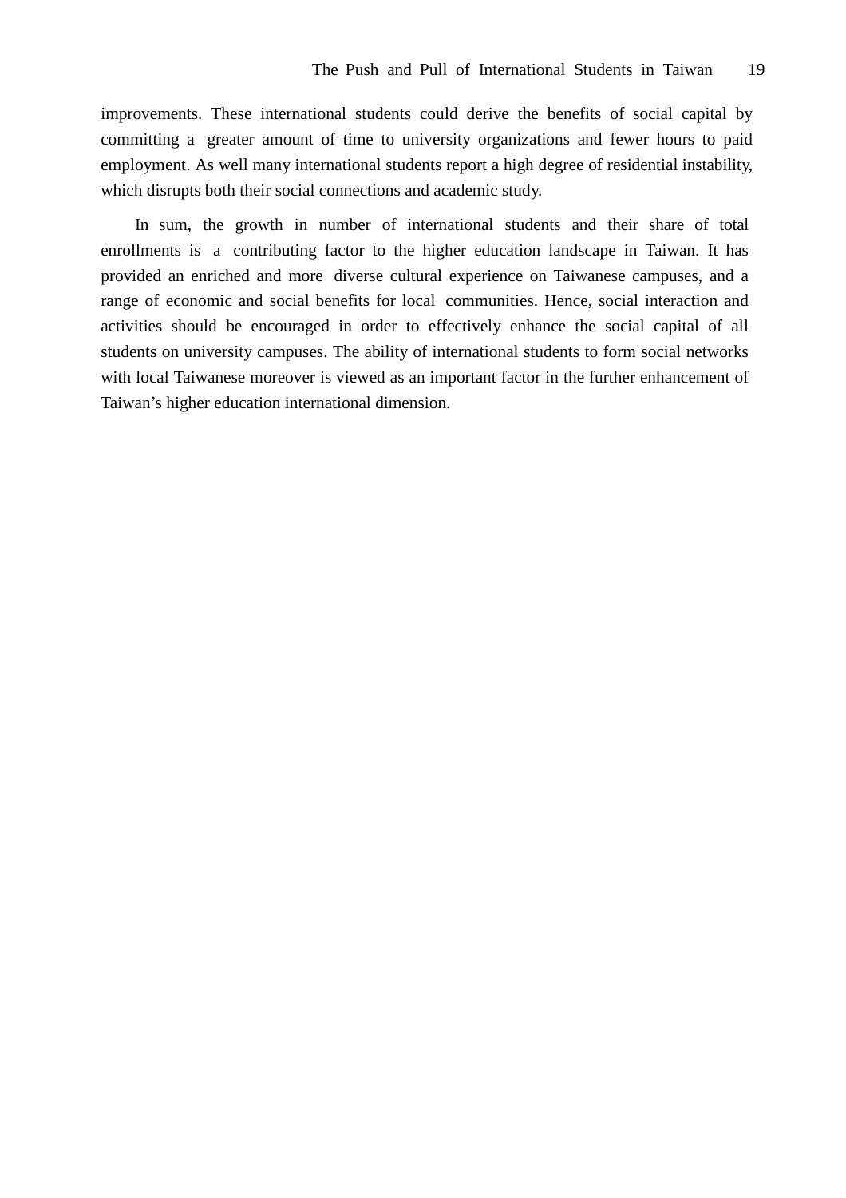improvements. These international students could derive the benefits of social capital by committing a greater amount of time to university organizations and fewer hours to paid employment. As well many international students report a high degree of residential instability, which disrupts both their social connections and academic study.

In sum, the growth in number of international students and their share of total enrollments is a contributing factor to the higher education landscape in Taiwan. It has provided an enriched and more diverse cultural experience on Taiwanese campuses, and a range of economic and social benefits for local communities. Hence, social interaction and activities should be encouraged in order to effectively enhance the social capital of all students on university campuses. The ability of international students to form social networks with local Taiwanese moreover is viewed as an important factor in the further enhancement of Taiwan's higher education international dimension.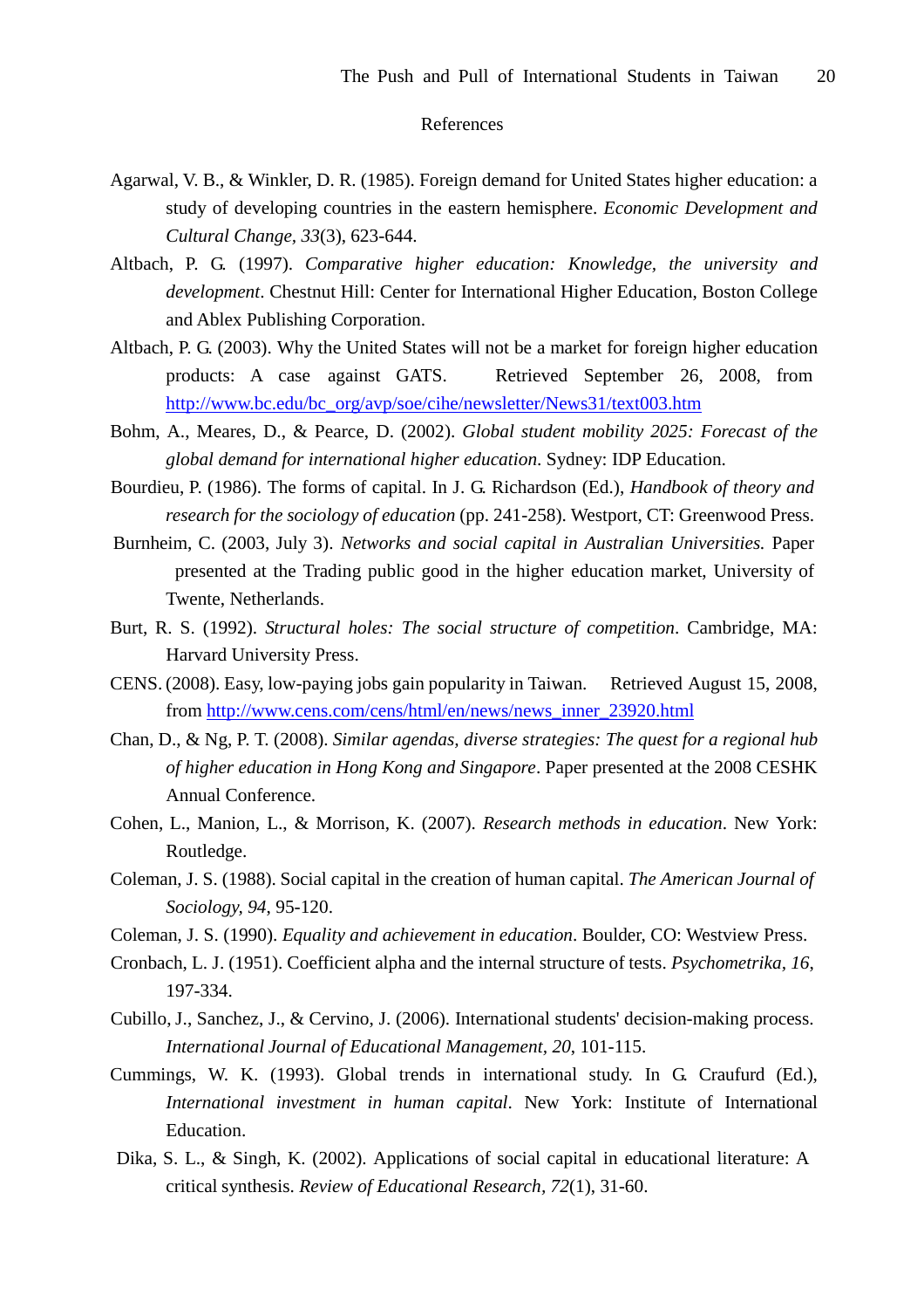# References

Agarwal, V. B., & Winkler, D. R. (1985). Foreign demand for United States higher education: a study of developing countries in the eastern hemisphere. *Economic Development and Cultural Change, 33*(3), 623-644.

Altbach, P. G. (1997). *Comparative higher education: Knowledge, the university and development*. Chestnut Hill: Center for International Higher Education, Boston College and Ablex Publishing Corporation.

Altbach, P. G. (2003). Why the United States will not be a market for foreign higher education products: A case against GATS. Retrieved September 26, 2008, from http://www.bc.edu/bc_org/avp/soe/cihe/newsletter/News31/text003.htm

Bohm, A., Meares, D., & Pearce, D. (2002). *Global student mobility 2025: Forecast of the global demand for international higher education*. Sydney: IDP Education.

Bourdieu, P. (1986). The forms of capital. In J. G. Richardson (Ed.), *Handbook of theory and research for the sociology of education* (pp. 241-258). Westport, CT: Greenwood Press.

Burnheim, C. (2003, July 3). *Networks and social capital in Australian Universities.* Paper presented at the Trading public good in the higher education market, University of Twente, Netherlands.

Burt, R. S. (1992). *Structural holes: The social structure of competition*. Cambridge, MA: Harvard University Press.

CENS. (2008). Easy, low-paying jobs gain popularity in Taiwan. Retrieved August 15, 2008, from http://www.cens.com/cens/html/en/news/news_inner_23920.html

Chan, D., & Ng, P. T. (2008). *Similar agendas, diverse strategies: The quest for a regional hub of higher education in Hong Kong and Singapore*. Paper presented at the 2008 CESHK Annual Conference.

Cohen, L., Manion, L., & Morrison, K. (2007). *Research methods in education*. New York: Routledge.

Coleman, J. S. (1988). Social capital in the creation of human capital. *The American Journal of Sociology, 94*, 95-120.

Coleman, J. S. (1990). *Equality and achievement in education*. Boulder, CO: Westview Press.

Cronbach, L. J. (1951). Coefficient alpha and the internal structure of tests. *Psychometrika, 16*, 197-334.

Cubillo, J., Sanchez, J., & Cervino, J. (2006). International students' decision-making process. *International Journal of Educational Management, 20*, 101-115.

Cummings, W. K. (1993). Global trends in international study. In G. Craufurd (Ed.), *International investment in human capital*. New York: Institute of International Education.

Dika, S. L., & Singh, K. (2002). Applications of social capital in educational literature: A critical synthesis. *Review of Educational Research, 72*(1), 31-60.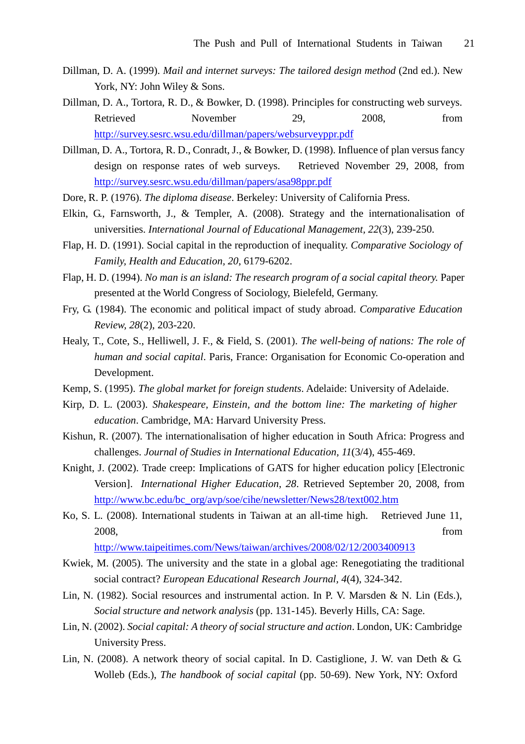Dillman, D. A. (1999). *Mail and internet surveys: The tailored design method* (2nd ed.). New York, NY: John Wiley & Sons.

Dillman, D. A., Tortora, R. D., & Bowker, D. (1998). Principles for constructing web surveys. Retrieved November 29, 2008, from http://survey.sesrc.wsu.edu/dillman/papers/websurveyppr.pdf

Dillman, D. A., Tortora, R. D., Conradt, J., & Bowker, D. (1998). Influence of plan versus fancy design on response rates of web surveys. Retrieved November 29, 2008, from http://survey.sesrc.wsu.edu/dillman/papers/asa98ppr.pdf

Dore, R. P. (1976). *The diploma disease*. Berkeley: University of California Press.

Elkin, G., Farnsworth, J., & Templer, A. (2008). Strategy and the internationalisation of universities. *International Journal of Educational Management*, *22*(3), 239-250.

Flap, H. D. (1991). Social capital in the reproduction of inequality. *Comparative Sociology of Family, Health and Education*, *20*, 6179-6202.

Flap, H. D. (1994). *No man is an island: The research program of a social capital theory.* Paper presented at the World Congress of Sociology, Bielefeld, Germany.

Fry, G. (1984). The economic and political impact of study abroad. *Comparative Education Review*, *28*(2), 203-220.

Healy, T., Cote, S., Helliwell, J. F., & Field, S. (2001). *The well-being of nations: The role of human and social capital*. Paris, France: Organisation for Economic Co-operation and Development.

Kemp, S. (1995). *The global market for foreign students*. Adelaide: University of Adelaide.

Kirp, D. L. (2003). *Shakespeare, Einstein, and the bottom line: The marketing of higher education*. Cambridge, MA: Harvard University Press.

Kishun, R. (2007). The internationalisation of higher education in South Africa: Progress and challenges. *Journal of Studies in International Education*, *11*(3/4), 455-469.

Knight, J. (2002). Trade creep: Implications of GATS for higher education policy [Electronic Version]. *International Higher Education*, *28*. Retrieved September 20, 2008, from http://www.bc.edu/bc_org/avp/soe/cihe/newsletter/News28/text002.htm

Ko, S. L. (2008). International students in Taiwan at an all-time high. Retrieved June 11, 2008, from http://www.taipeitimes.com/News/taiwan/archives/2008/02/12/2003400913

Kwiek, M. (2005). The university and the state in a global age: Renegotiating the traditional social contract? *European Educational Research Journal*, *4*(4), 324-342.

Lin, N. (1982). Social resources and instrumental action. In P. V. Marsden & N. Lin (Eds.), *Social structure and network analysis* (pp. 131-145). Beverly Hills, CA: Sage.

Lin, N. (2002). *Social capital: A theory of social structure and action*. London, UK: Cambridge University Press.

Lin, N. (2008). A network theory of social capital. In D. Castiglione, J. W. van Deth & G. Wolleb (Eds.), *The handbook of social capital* (pp. 50-69). New York, NY: Oxford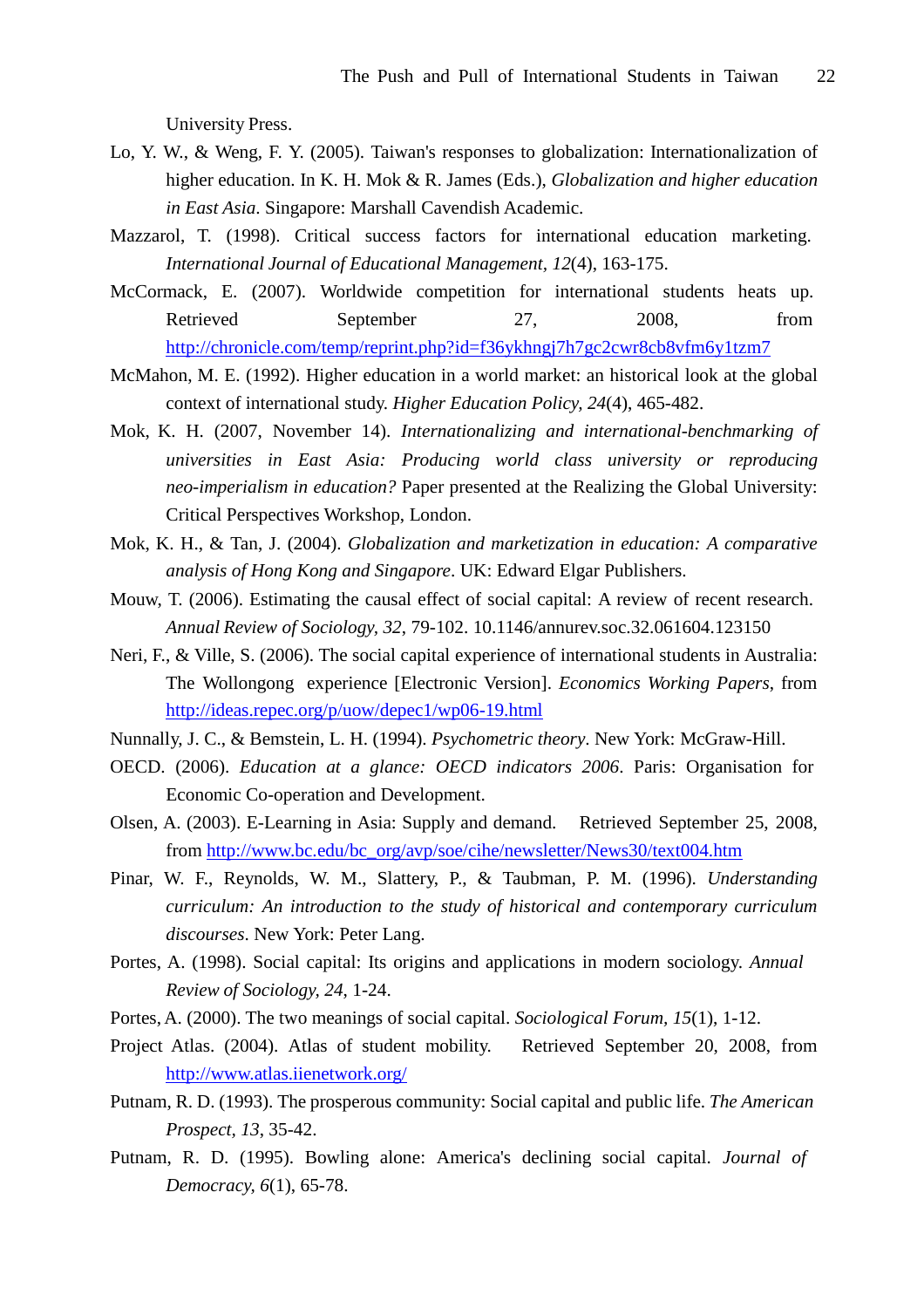University Press.

Lo, Y. W., & Weng, F. Y. (2005). Taiwan's responses to globalization: Internationalization of higher education. In K. H. Mok & R. James (Eds.), *Globalization and higher education in East Asia*. Singapore: Marshall Cavendish Academic.

Mazzarol, T. (1998). Critical success factors for international education marketing. *International Journal of Educational Management, 12*(4), 163-175.

McCormack, E. (2007). Worldwide competition for international students heats up. Retrieved September 27, 2008, from http://chronicle.com/temp/reprint.php?id=f36ykhngj7h7gc2cwr8cb8vfm6y1tzm7

McMahon, M. E. (1992). Higher education in a world market: an historical look at the global context of international study. *Higher Education Policy, 24*(4), 465-482.

Mok, K. H. (2007, November 14). *Internationalizing and international-benchmarking of universities in East Asia: Producing world class university or reproducing neo-imperialism in education?* Paper presented at the Realizing the Global University: Critical Perspectives Workshop, London.

Mok, K. H., & Tan, J. (2004). *Globalization and marketization in education: A comparative analysis of Hong Kong and Singapore*. UK: Edward Elgar Publishers.

Mouw, T. (2006). Estimating the causal effect of social capital: A review of recent research. *Annual Review of Sociology, 32*, 79-102. 10.1146/annurev.soc.32.061604.123150

Neri, F., & Ville, S. (2006). The social capital experience of international students in Australia: The Wollongong experience [Electronic Version]. *Economics Working Papers*, from http://ideas.repec.org/p/uow/depec1/wp06-19.html

Nunnally, J. C., & Bemstein, L. H. (1994). *Psychometric theory*. New York: McGraw-Hill.

OECD. (2006). *Education at a glance: OECD indicators 2006*. Paris: Organisation for Economic Co-operation and Development.

Olsen, A. (2003). E-Learning in Asia: Supply and demand. Retrieved September 25, 2008, from http://www.bc.edu/bc_org/avp/soe/cihe/newsletter/News30/text004.htm

Pinar, W. F., Reynolds, W. M., Slattery, P., & Taubman, P. M. (1996). *Understanding curriculum: An introduction to the study of historical and contemporary curriculum discourses*. New York: Peter Lang.

Portes, A. (1998). Social capital: Its origins and applications in modern sociology. *Annual Review of Sociology, 24*, 1-24.

Portes, A. (2000). The two meanings of social capital. *Sociological Forum, 15*(1), 1-12.

Project Atlas. (2004). Atlas of student mobility. Retrieved September 20, 2008, from http://www.atlas.iienetwork.org/

Putnam, R. D. (1993). The prosperous community: Social capital and public life. *The American Prospect, 13*, 35-42.

Putnam, R. D. (1995). Bowling alone: America's declining social capital. *Journal of Democracy, 6*(1), 65-78.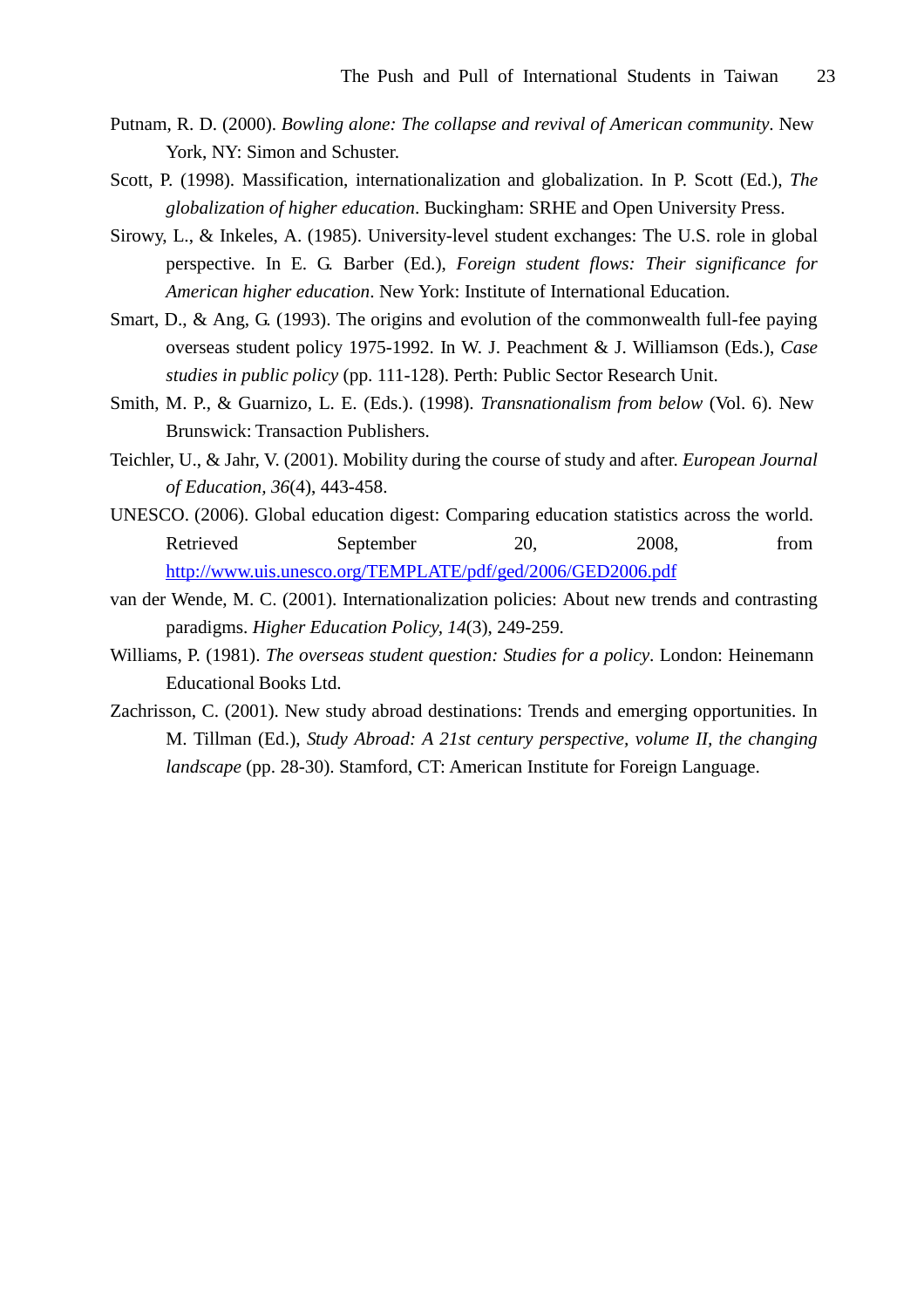Putnam, R. D. (2000). *Bowling alone: The collapse and revival of American community*. New York, NY: Simon and Schuster.

Scott, P. (1998). Massification, internationalization and globalization. In P. Scott (Ed.), *The globalization of higher education*. Buckingham: SRHE and Open University Press.

Sirowy, L., & Inkeles, A. (1985). University-level student exchanges: The U.S. role in global perspective. In E. G. Barber (Ed.), *Foreign student flows: Their significance for American higher education*. New York: Institute of International Education.

Smart, D., & Ang, G. (1993). The origins and evolution of the commonwealth full-fee paying overseas student policy 1975-1992. In W. J. Peachment & J. Williamson (Eds.), *Case studies in public policy* (pp. 111-128). Perth: Public Sector Research Unit.

Smith, M. P., & Guarnizo, L. E. (Eds.). (1998). *Transnationalism from below* (Vol. 6). New Brunswick: Transaction Publishers.

Teichler, U., & Jahr, V. (2001). Mobility during the course of study and after. *European Journal of Education, 36*(4), 443-458.

UNESCO. (2006). Global education digest: Comparing education statistics across the world. Retrieved September 20, 2008, from http://www.uis.unesco.org/TEMPLATE/pdf/ged/2006/GED2006.pdf

van der Wende, M. C. (2001). Internationalization policies: About new trends and contrasting paradigms. *Higher Education Policy, 14*(3), 249-259.

Williams, P. (1981). *The overseas student question: Studies for a policy*. London: Heinemann Educational Books Ltd.

Zachrisson, C. (2001). New study abroad destinations: Trends and emerging opportunities. In M. Tillman (Ed.), *Study Abroad: A 21st century perspective, volume II, the changing landscape* (pp. 28-30). Stamford, CT: American Institute for Foreign Language.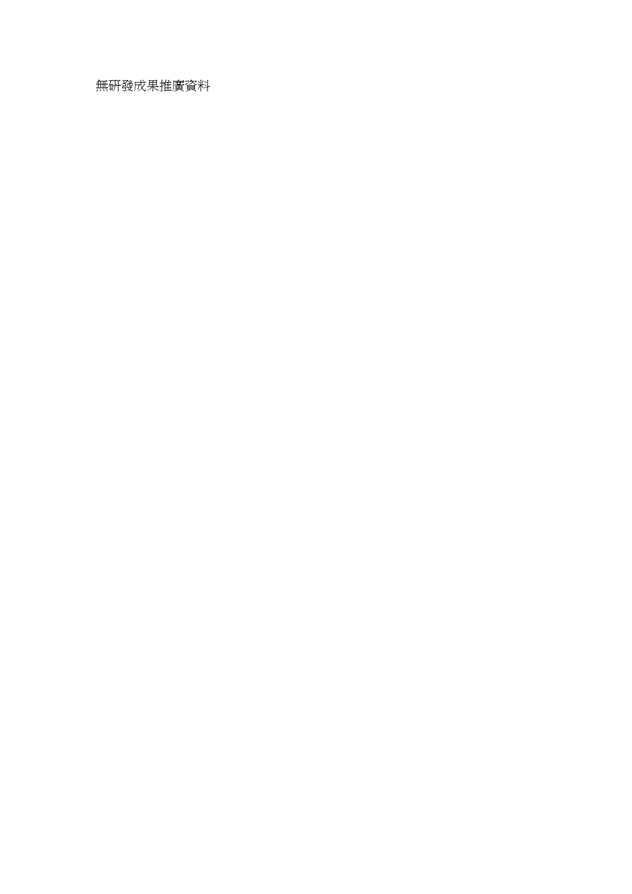無研發成果推廣資料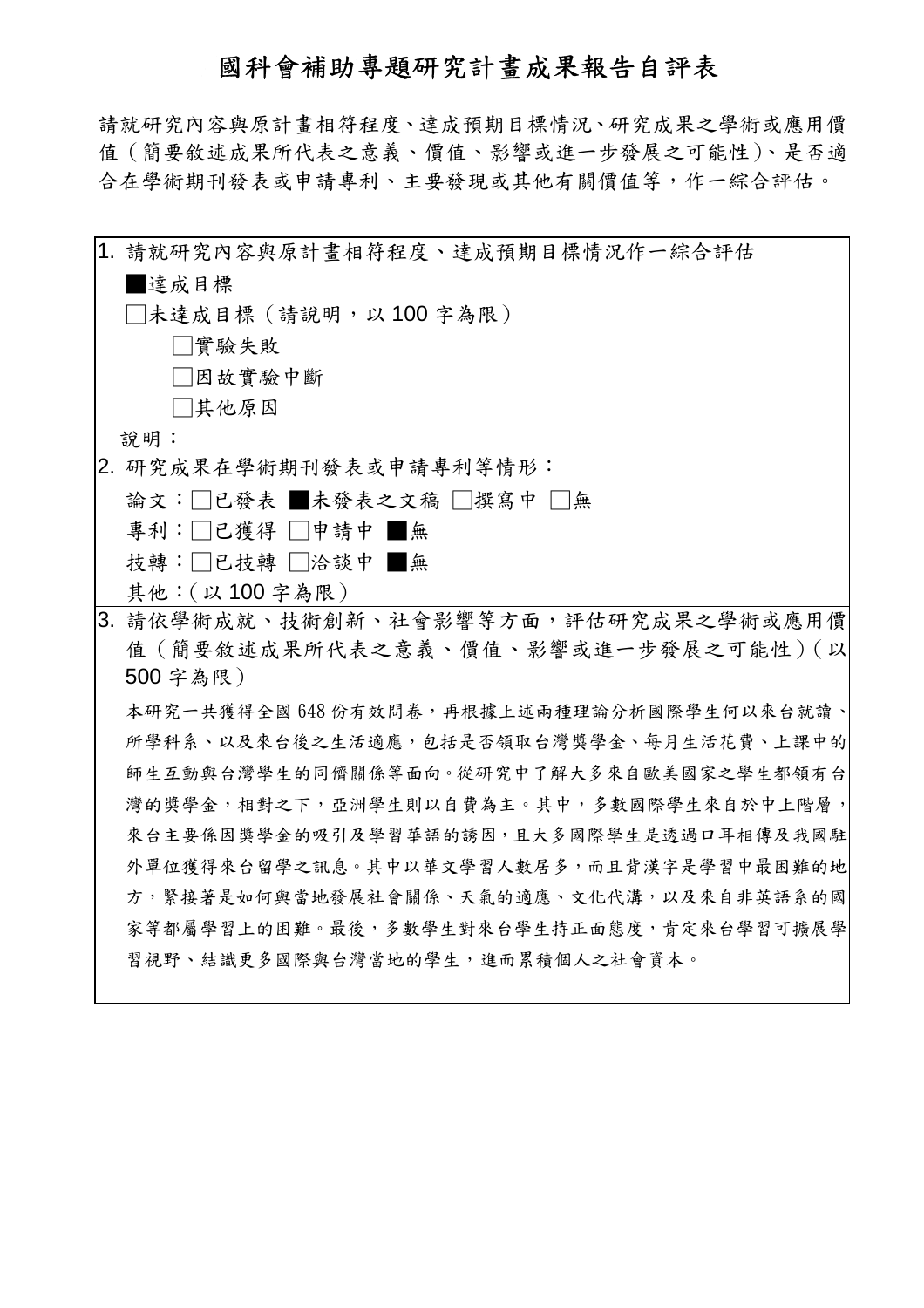# 國科會補助專題研究計畫成果報告自評表

請就研究內容與原計畫相符程度、達成預期目標情況、研究成果之學術或應用價值（簡要敘述成果所代表之意義、價值、影響或進一步發展之可能性）、是否適合在學術期刊發表或申請專利、主要發現或其他有關價值等，作一綜合評估。

1. 請就研究內容與原計畫相符程度、達成預期目標情況作一綜合評估

■達成目標

□未達成目標（請說明，以 100 字為限）

　　□實驗失敗

　　□因故實驗中斷

　　□其他原因

說明：

2. 研究成果在學術期刊發表或申請專利等情形：

論文：□已發表 ■未發表之文稿 □撰寫中 □無

專利：□已獲得 □申請中 ■無

技轉：□已技轉 □洽談中 ■無

其他：（以 100 字為限）

3. 請依學術成就、技術創新、社會影響等方面，評估研究成果之學術或應用價值（簡要敘述成果所代表之意義、價值、影響或進一步發展之可能性）（以 500 字為限）

本研究一共獲得全國 648 份有效問卷，再根據上述兩種理論分析國際學生何以來台就讀、所學科系、以及來台後之生活適應，包括是否領取台灣獎學金、每月生活花費、上課中的師生互動與台灣學生的同儕關係等面向。從研究中了解大多來自歐美國家之學生都領有台灣的獎學金，相對之下，亞洲學生則以自費為主。其中，多數國際學生來自於中上階層，來台主要係因獎學金的吸引及學習華語的誘因，且大多國際學生是透過口耳相傳及我國駐外單位獲得來台留學之訊息。其中以華文學習人數居多，而且背漢字是學習中最困難的地方，緊接著是如何與當地發展社會關係、天氣的適應、文化代溝，以及來自非英語系的國家等都屬學習上的困難。最後，多數學生對來台學生持正面態度，肯定來台學習可擴展學習視野、結識更多國際與台灣當地的學生，進而累積個人之社會資本。